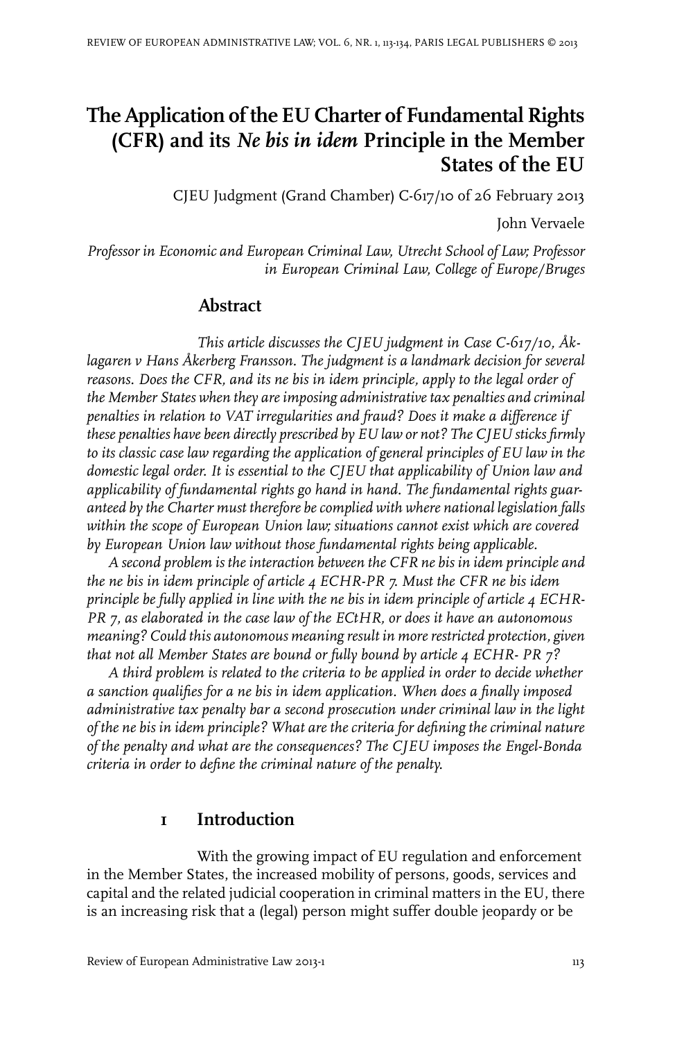# The Application of the EU Charter of Fundamental Rights (CFR) and its *Ne bis in idem* Principle in the Member States of the EU

CJEU Judgment (Grand Chamber) C-617/10 of 26 February 2013

John Vervaele

*Professor in Economic and European Criminal Law, Utrecht School of Law; Professor in European Criminal Law, College of Europe/Bruges*

## Abstract

*This article discusses the CJEU judgment in Case C-617/10, Åklagaren v Hans Åkerberg Fransson. The judgment is a landmark decision for several reasons. Does the CFR, and its ne bis in idem principle, apply to the legal order of the Member States when they are imposing administrative tax penalties and criminal penalties in relation to VAT irregularities and fraud? Does it make a difference if these penalties have been directly prescribed by EU law or not? The CJEU sticks firmly to its classic case law regarding the application of general principles of EU law in the domestic legal order. It is essential to the CJEU that applicability of Union law and applicability of fundamental rights go hand in hand. The fundamental rights guaranteed by the Charter must therefore be complied with where national legislation falls within the scope of European Union law; situations cannot exist which are covered by European Union law without those fundamental rights being applicable.*

*A second problem is the interaction between the CFR ne bis in idem principle and the ne bis in idem principle of article 4 ECHR-PR 7. Must the CFR ne bis idem principle be fully applied in line with the ne bis in idem principle of article 4 ECHR-PR 7, as elaborated in the case law of the ECtHR, or does it have an autonomous meaning? Could this autonomous meaning result in more restricted protection, given that not all Member States are bound or fully bound by article 4 ECHR- PR 7?*

*A third problem is related to the criteria to be applied in order to decide whether a sanction qualifies for a ne bis in idem application. When does a finally imposed administrative tax penalty bar a second prosecution under criminal law in the light of the ne bis in idem principle? What are the criteria for defining the criminal nature of the penalty and what are the consequences? The CJEU imposes the Engel-Bonda criteria in order to define the criminal nature of the penalty.*

## 1 Introduction

With the growing impact of EU regulation and enforcement in the Member States, the increased mobility of persons, goods, services and capital and the related judicial cooperation in criminal matters in the EU, there is an increasing risk that a (legal) person might suffer double jeopardy or be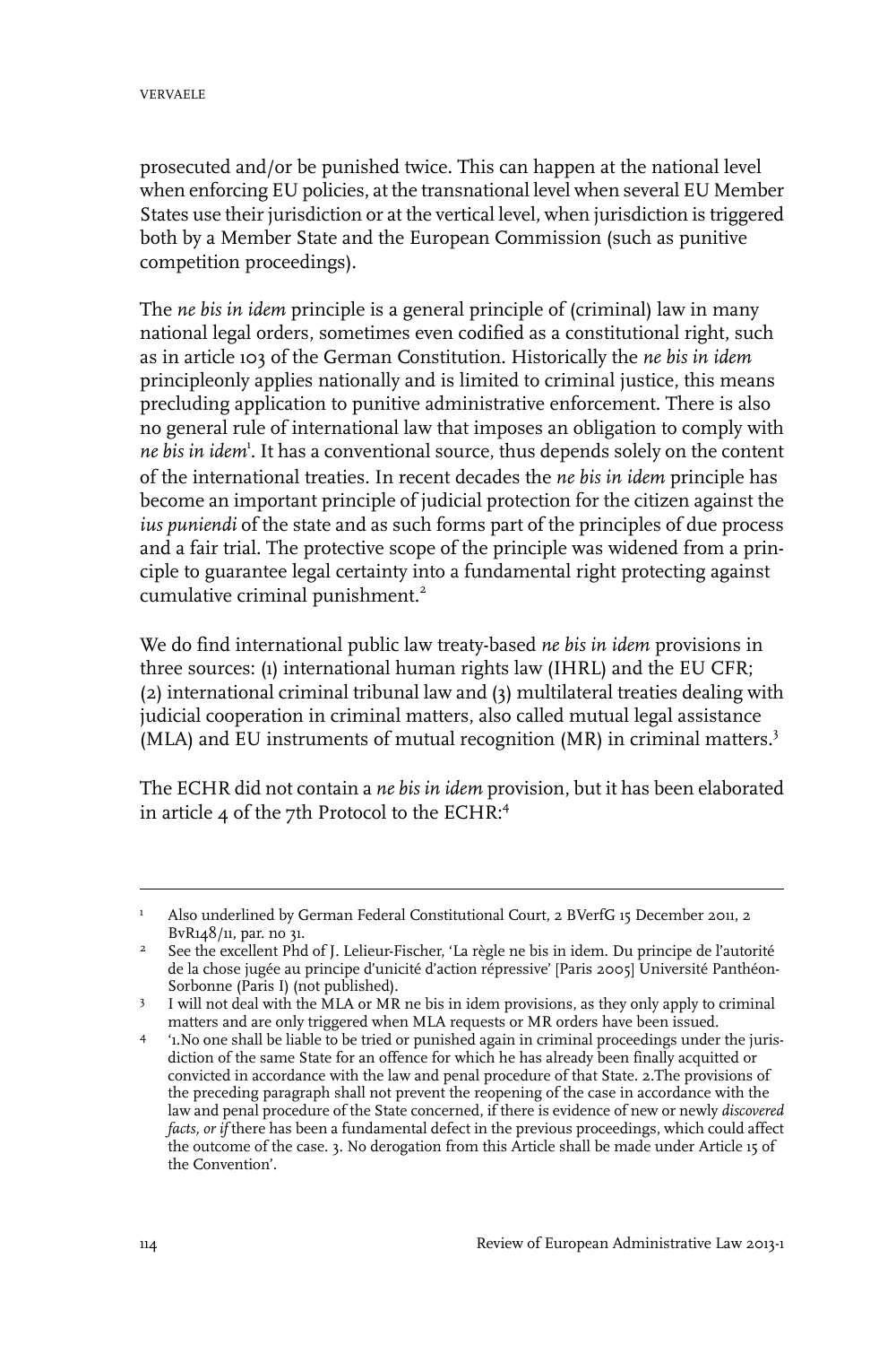prosecuted and/or be punished twice. This can happen at the national level when enforcing EU policies, at the transnational level when several EU Member States use their jurisdiction or at the vertical level, when jurisdiction is triggered both by a Member State and the European Commission (such as punitive competition proceedings).

The *ne bis in idem* principle is a general principle of (criminal) law in many national legal orders, sometimes even codified as a constitutional right, such as in article 103 of the German Constitution. Historically the *ne bis in idem* principleonly applies nationally and is limited to criminal justice, this means precluding application to punitive administrative enforcement. There is also no general rule of international law that imposes an obligation to comply with *ne bis in idem*[1]. It has a conventional source, thus depends solely on the content of the international treaties. In recent decades the *ne bis in idem* principle has become an important principle of judicial protection for the citizen against the *ius puniendi* of the state and as such forms part of the principles of due process and a fair trial. The protective scope of the principle was widened from a principle to guarantee legal certainty into a fundamental right protecting against cumulative criminal punishment.[2]

We do find international public law treaty-based *ne bis in idem* provisions in three sources: (1) international human rights law (IHRL) and the EU CFR; (2) international criminal tribunal law and (3) multilateral treaties dealing with judicial cooperation in criminal matters, also called mutual legal assistance (MLA) and EU instruments of mutual recognition (MR) in criminal matters.[3]

The ECHR did not contain a *ne bis in idem* provision, but it has been elaborated in article 4 of the 7th Protocol to the ECHR:[4]

---

[1] Also underlined by German Federal Constitutional Court, 2 BVerfG 15 December 2011, 2 BvR148/11, par. no 31.

[2] See the excellent Phd of J. Lelieur-Fischer, 'La règle ne bis in idem. Du principe de l'autorité de la chose jugée au principe d'unicité d'action répressive' [Paris 2005] Université Panthéon-Sorbonne (Paris I) (not published).

[3] I will not deal with the MLA or MR ne bis in idem provisions, as they only apply to criminal matters and are only triggered when MLA requests or MR orders have been issued.

[4] '1.No one shall be liable to be tried or punished again in criminal proceedings under the jurisdiction of the same State for an offence for which he has already been finally acquitted or convicted in accordance with the law and penal procedure of that State. 2.The provisions of the preceding paragraph shall not prevent the reopening of the case in accordance with the law and penal procedure of the State concerned, if there is evidence of new or newly *discovered facts, or if* there has been a fundamental defect in the previous proceedings, which could affect the outcome of the case. 3. No derogation from this Article shall be made under Article 15 of the Convention'.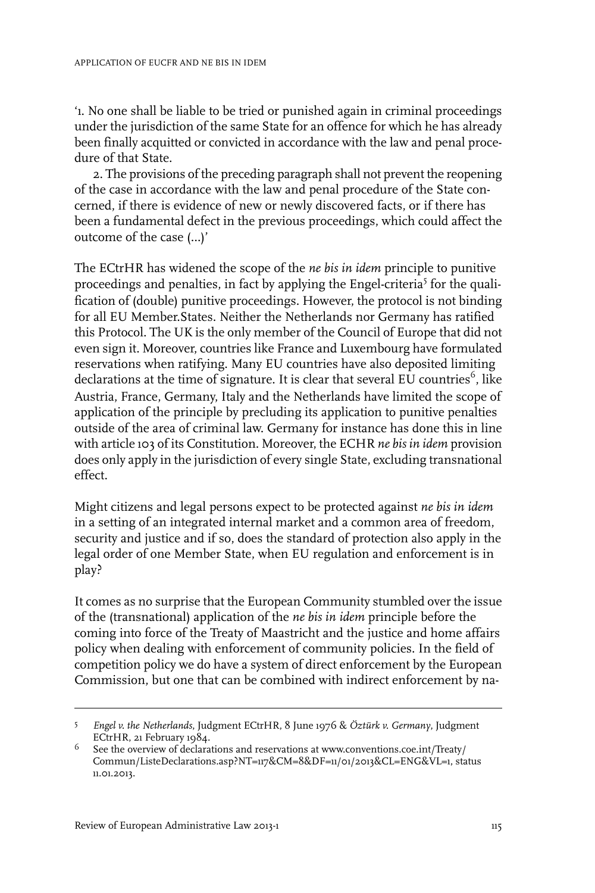'1. No one shall be liable to be tried or punished again in criminal proceedings under the jurisdiction of the same State for an offence for which he has already been finally acquitted or convicted in accordance with the law and penal procedure of that State.

2. The provisions of the preceding paragraph shall not prevent the reopening of the case in accordance with the law and penal procedure of the State concerned, if there is evidence of new or newly discovered facts, or if there has been a fundamental defect in the previous proceedings, which could affect the outcome of the case (...)'

The ECtrHR has widened the scope of the *ne bis in idem* principle to punitive proceedings and penalties, in fact by applying the Engel-criteria[5] for the qualification of (double) punitive proceedings. However, the protocol is not binding for all EU Member.States. Neither the Netherlands nor Germany has ratified this Protocol. The UK is the only member of the Council of Europe that did not even sign it. Moreover, countries like France and Luxembourg have formulated reservations when ratifying. Many EU countries have also deposited limiting declarations at the time of signature. It is clear that several EU countries[6], like Austria, France, Germany, Italy and the Netherlands have limited the scope of application of the principle by precluding its application to punitive penalties outside of the area of criminal law. Germany for instance has done this in line with article 103 of its Constitution. Moreover, the ECHR *ne bis in idem* provision does only apply in the jurisdiction of every single State, excluding transnational effect.

Might citizens and legal persons expect to be protected against *ne bis in idem* in a setting of an integrated internal market and a common area of freedom, security and justice and if so, does the standard of protection also apply in the legal order of one Member State, when EU regulation and enforcement is in play?

It comes as no surprise that the European Community stumbled over the issue of the (transnational) application of the *ne bis in idem* principle before the coming into force of the Treaty of Maastricht and the justice and home affairs policy when dealing with enforcement of community policies. In the field of competition policy we do have a system of direct enforcement by the European Commission, but one that can be combined with indirect enforcement by na-

---

5 *Engel v. the Netherlands*, Judgment ECtrHR, 8 June 1976 & *Öztürk v. Germany*, Judgment ECtrHR, 21 February 1984.

6 See the overview of declarations and reservations at www.conventions.coe.int/Treaty/Commun/ListeDeclarations.asp?NT=117&CM=8&DF=11/01/2013&CL=ENG&VL=1, status 11.01.2013.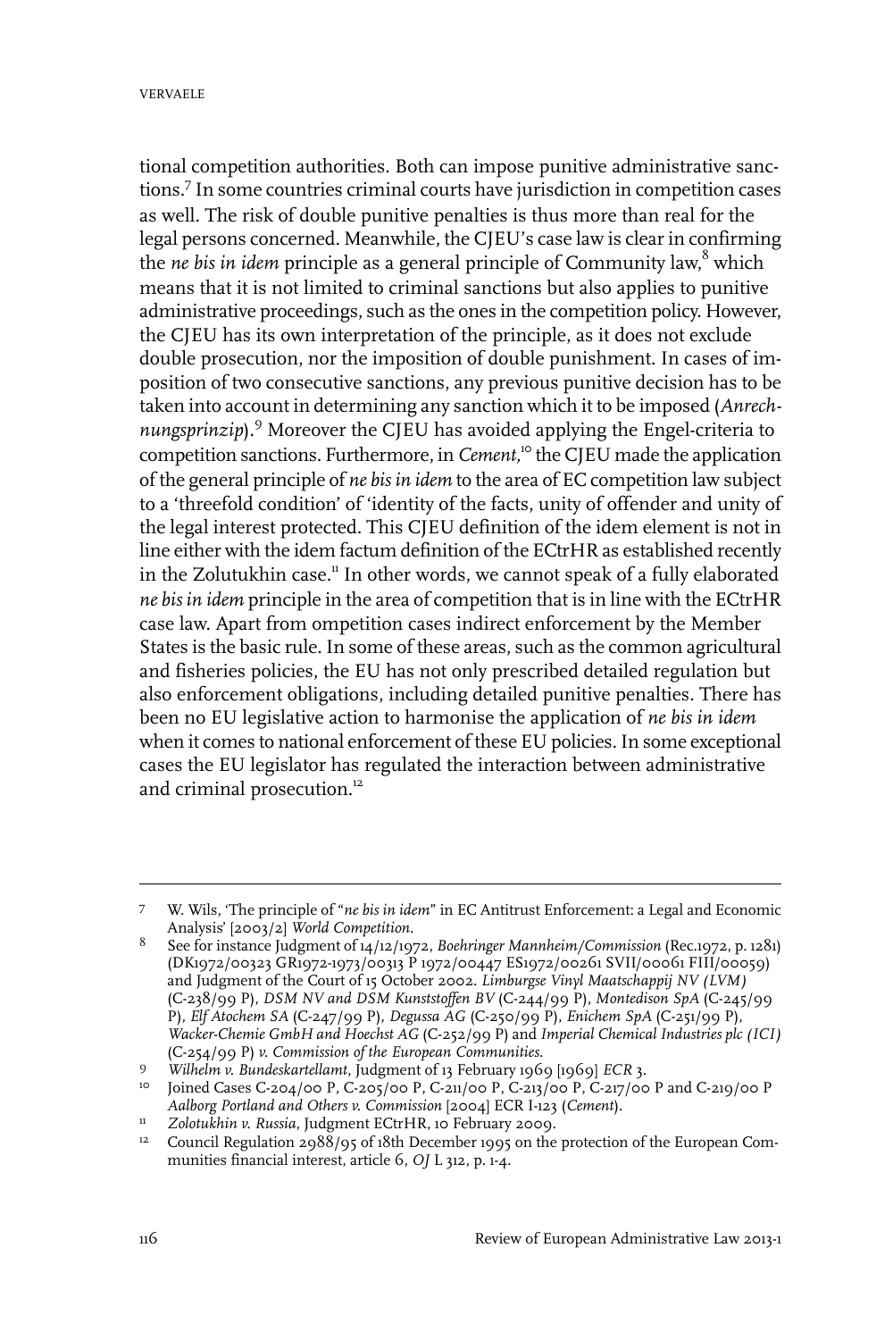tional competition authorities. Both can impose punitive administrative sanctions.[7] In some countries criminal courts have jurisdiction in competition cases as well. The risk of double punitive penalties is thus more than real for the legal persons concerned. Meanwhile, the CJEU's case law is clear in confirming the *ne bis in idem* principle as a general principle of Community law,[8] which means that it is not limited to criminal sanctions but also applies to punitive administrative proceedings, such as the ones in the competition policy. However, the CJEU has its own interpretation of the principle, as it does not exclude double prosecution, nor the imposition of double punishment. In cases of imposition of two consecutive sanctions, any previous punitive decision has to be taken into account in determining any sanction which it to be imposed (*Anrechnungsprinzip*).[9] Moreover the CJEU has avoided applying the Engel-criteria to competition sanctions. Furthermore, in *Cement*,[10] the CJEU made the application of the general principle of *ne bis in idem* to the area of EC competition law subject to a 'threefold condition' of 'identity of the facts, unity of offender and unity of the legal interest protected. This CJEU definition of the idem element is not in line either with the idem factum definition of the ECtrHR as established recently in the Zolutukhin case.[11] In other words, we cannot speak of a fully elaborated *ne bis in idem* principle in the area of competition that is in line with the ECtrHR case law. Apart from ompetition cases indirect enforcement by the Member States is the basic rule. In some of these areas, such as the common agricultural and fisheries policies, the EU has not only prescribed detailed regulation but also enforcement obligations, including detailed punitive penalties. There has been no EU legislative action to harmonise the application of *ne bis in idem* when it comes to national enforcement of these EU policies. In some exceptional cases the EU legislator has regulated the interaction between administrative and criminal prosecution.[12]

---

7 W. Wils, 'The principle of "*ne bis in idem*" in EC Antitrust Enforcement: a Legal and Economic Analysis' [2003/2] *World Competition*.

8 See for instance Judgment of 14/12/1972, *Boehringer Mannheim/Commission* (Rec.1972, p. 1281) (DK1972/00323 GR1972-1973/00313 P 1972/00447 ES1972/00261 SVII/00061 FIII/00059) and Judgment of the Court of 15 October 2002. *Limburgse Vinyl Maatschappij NV (LVM)* (C-238/99 P), *DSM NV and DSM Kunststoffen BV* (C-244/99 P), *Montedison SpA* (C-245/99 P), *Elf Atochem SA* (C-247/99 P), *Degussa AG* (C-250/99 P), *Enichem SpA* (C-251/99 P), *Wacker-Chemie GmbH and Hoechst AG* (C-252/99 P) and *Imperial Chemical Industries plc (ICI)* (C-254/99 P) *v. Commission of the European Communities*.

9 *Wilhelm v. Bundeskartellamt*, Judgment of 13 February 1969 [1969] *ECR* 3.

10 Joined Cases C-204/00 P, C-205/00 P, C-211/00 P, C-213/00 P, C-217/00 P and C-219/00 P *Aalborg Portland and Others v. Commission* [2004] ECR I-123 (*Cement*).

11 *Zolotukhin v. Russia*, Judgment ECtrHR, 10 February 2009.

12 Council Regulation 2988/95 of 18th December 1995 on the protection of the European Communities financial interest, article 6, *OJ* L 312, p. 1-4.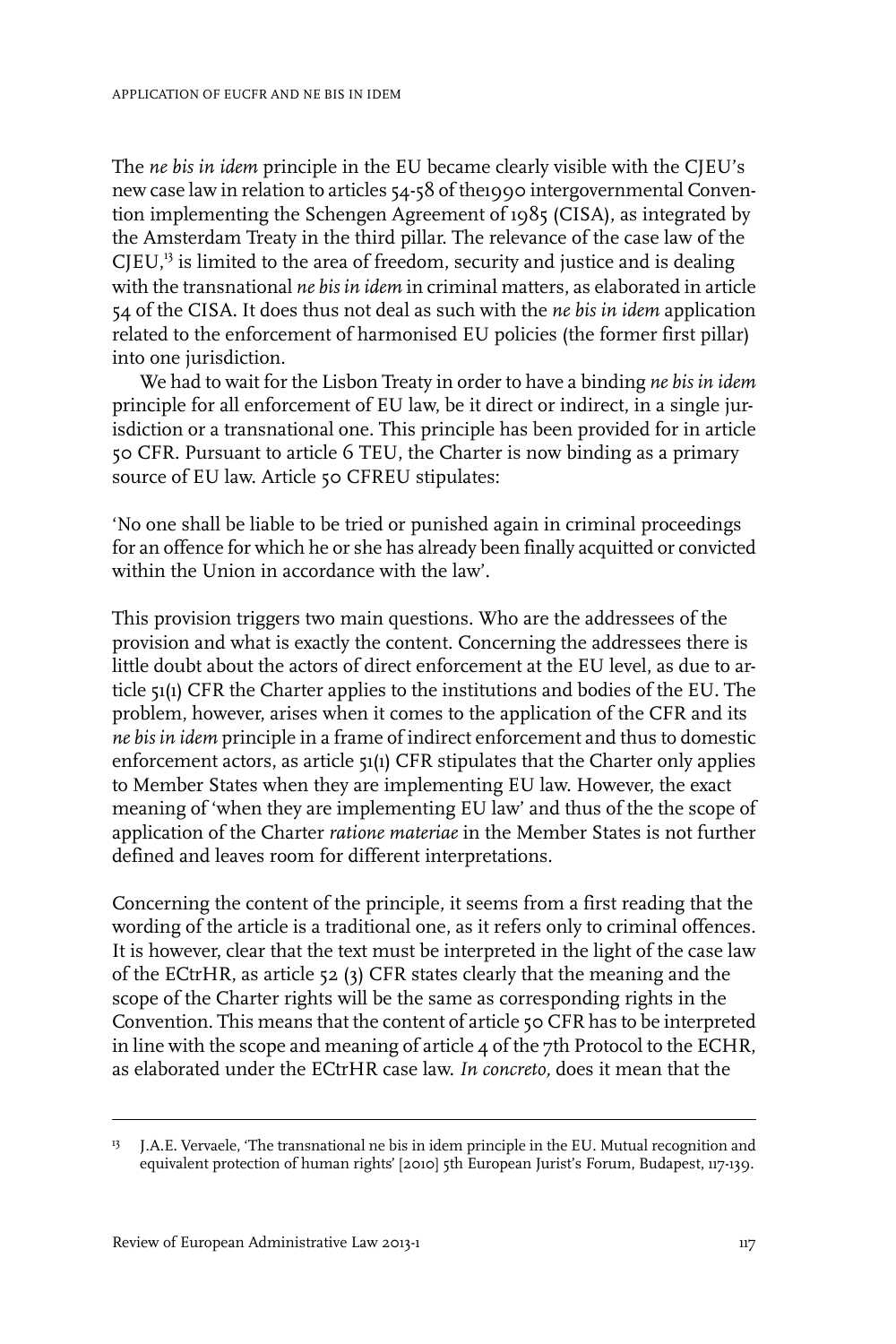The *ne bis in idem* principle in the EU became clearly visible with the CJEU's new case law in relation to articles 54-58 of the1990 intergovernmental Convention implementing the Schengen Agreement of 1985 (CISA), as integrated by the Amsterdam Treaty in the third pillar. The relevance of the case law of the CJEU,[13] is limited to the area of freedom, security and justice and is dealing with the transnational *ne bis in idem* in criminal matters, as elaborated in article 54 of the CISA. It does thus not deal as such with the *ne bis in idem* application related to the enforcement of harmonised EU policies (the former first pillar) into one jurisdiction.

We had to wait for the Lisbon Treaty in order to have a binding *ne bis in idem* principle for all enforcement of EU law, be it direct or indirect, in a single jurisdiction or a transnational one. This principle has been provided for in article 50 CFR. Pursuant to article 6 TEU, the Charter is now binding as a primary source of EU law. Article 50 CFREU stipulates:

'No one shall be liable to be tried or punished again in criminal proceedings for an offence for which he or she has already been finally acquitted or convicted within the Union in accordance with the law'.

This provision triggers two main questions. Who are the addressees of the provision and what is exactly the content. Concerning the addressees there is little doubt about the actors of direct enforcement at the EU level, as due to article 51(1) CFR the Charter applies to the institutions and bodies of the EU. The problem, however, arises when it comes to the application of the CFR and its *ne bis in idem* principle in a frame of indirect enforcement and thus to domestic enforcement actors, as article 51(1) CFR stipulates that the Charter only applies to Member States when they are implementing EU law. However, the exact meaning of 'when they are implementing EU law' and thus of the the scope of application of the Charter *ratione materiae* in the Member States is not further defined and leaves room for different interpretations.

Concerning the content of the principle, it seems from a first reading that the wording of the article is a traditional one, as it refers only to criminal offences. It is however, clear that the text must be interpreted in the light of the case law of the ECtrHR, as article 52 (3) CFR states clearly that the meaning and the scope of the Charter rights will be the same as corresponding rights in the Convention. This means that the content of article 50 CFR has to be interpreted in line with the scope and meaning of article 4 of the 7th Protocol to the ECHR, as elaborated under the ECtrHR case law. *In concreto,* does it mean that the

[13] J.A.E. Vervaele, 'The transnational ne bis in idem principle in the EU. Mutual recognition and equivalent protection of human rights' [2010] 5th European Jurist's Forum, Budapest, 117-139.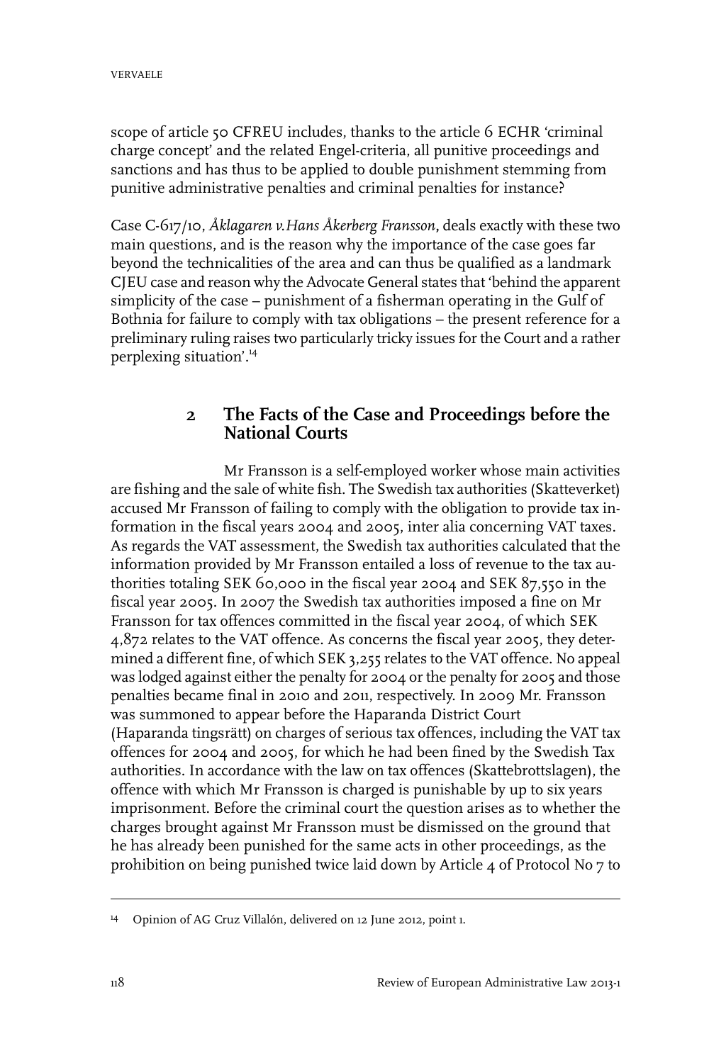scope of article 50 CFREU includes, thanks to the article 6 ECHR 'criminal charge concept' and the related Engel-criteria, all punitive proceedings and sanctions and has thus to be applied to double punishment stemming from punitive administrative penalties and criminal penalties for instance?

Case C-617/10, *Åklagaren v.Hans Åkerberg Fransson*, deals exactly with these two main questions, and is the reason why the importance of the case goes far beyond the technicalities of the area and can thus be qualified as a landmark CJEU case and reason why the Advocate General states that 'behind the apparent simplicity of the case – punishment of a fisherman operating in the Gulf of Bothnia for failure to comply with tax obligations – the present reference for a preliminary ruling raises two particularly tricky issues for the Court and a rather perplexing situation'.[14]

## 2 The Facts of the Case and Proceedings before the National Courts

Mr Fransson is a self-employed worker whose main activities are fishing and the sale of white fish. The Swedish tax authorities (Skatteverket) accused Mr Fransson of failing to comply with the obligation to provide tax information in the fiscal years 2004 and 2005, inter alia concerning VAT taxes. As regards the VAT assessment, the Swedish tax authorities calculated that the information provided by Mr Fransson entailed a loss of revenue to the tax authorities totaling SEK 60,000 in the fiscal year 2004 and SEK 87,550 in the fiscal year 2005. In 2007 the Swedish tax authorities imposed a fine on Mr Fransson for tax offences committed in the fiscal year 2004, of which SEK 4,872 relates to the VAT offence. As concerns the fiscal year 2005, they determined a different fine, of which SEK 3,255 relates to the VAT offence. No appeal was lodged against either the penalty for 2004 or the penalty for 2005 and those penalties became final in 2010 and 2011, respectively. In 2009 Mr. Fransson was summoned to appear before the Haparanda District Court (Haparanda tingsrätt) on charges of serious tax offences, including the VAT tax offences for 2004 and 2005, for which he had been fined by the Swedish Tax authorities. In accordance with the law on tax offences (Skattebrottslagen), the offence with which Mr Fransson is charged is punishable by up to six years imprisonment. Before the criminal court the question arises as to whether the charges brought against Mr Fransson must be dismissed on the ground that he has already been punished for the same acts in other proceedings, as the prohibition on being punished twice laid down by Article 4 of Protocol No 7 to

---

[14] Opinion of AG Cruz Villalón, delivered on 12 June 2012, point 1.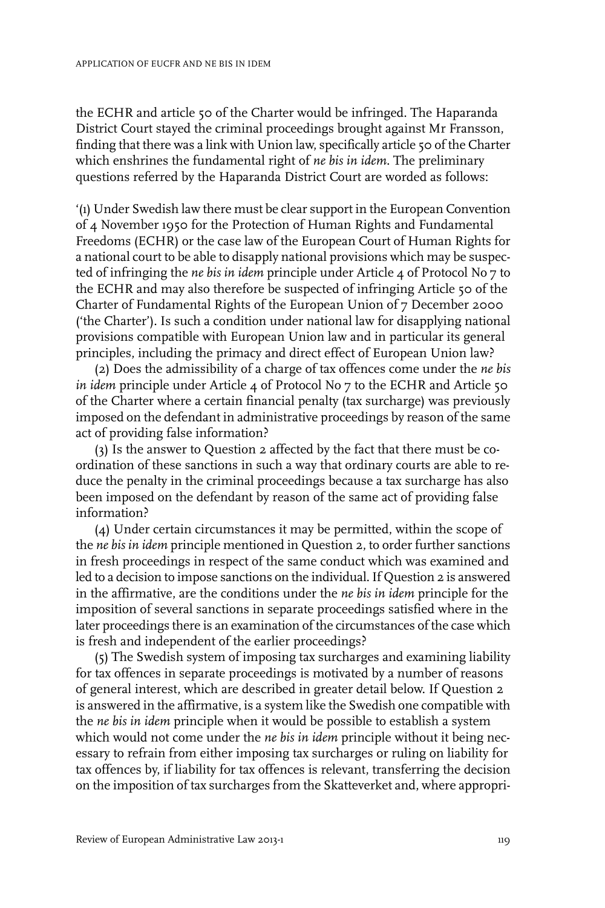the ECHR and article 50 of the Charter would be infringed. The Haparanda District Court stayed the criminal proceedings brought against Mr Fransson, finding that there was a link with Union law, specifically article 50 of the Charter which enshrines the fundamental right of *ne bis in idem*. The preliminary questions referred by the Haparanda District Court are worded as follows:

'(1) Under Swedish law there must be clear support in the European Convention of 4 November 1950 for the Protection of Human Rights and Fundamental Freedoms (ECHR) or the case law of the European Court of Human Rights for a national court to be able to disapply national provisions which may be suspected of infringing the *ne bis in idem* principle under Article 4 of Protocol No 7 to the ECHR and may also therefore be suspected of infringing Article 50 of the Charter of Fundamental Rights of the European Union of 7 December 2000 ('the Charter'). Is such a condition under national law for disapplying national provisions compatible with European Union law and in particular its general principles, including the primacy and direct effect of European Union law?

(2) Does the admissibility of a charge of tax offences come under the *ne bis in idem* principle under Article 4 of Protocol No 7 to the ECHR and Article 50 of the Charter where a certain financial penalty (tax surcharge) was previously imposed on the defendant in administrative proceedings by reason of the same act of providing false information?

(3) Is the answer to Question 2 affected by the fact that there must be coordination of these sanctions in such a way that ordinary courts are able to reduce the penalty in the criminal proceedings because a tax surcharge has also been imposed on the defendant by reason of the same act of providing false information?

(4) Under certain circumstances it may be permitted, within the scope of the *ne bis in idem* principle mentioned in Question 2, to order further sanctions in fresh proceedings in respect of the same conduct which was examined and led to a decision to impose sanctions on the individual. If Question 2 is answered in the affirmative, are the conditions under the *ne bis in idem* principle for the imposition of several sanctions in separate proceedings satisfied where in the later proceedings there is an examination of the circumstances of the case which is fresh and independent of the earlier proceedings?

(5) The Swedish system of imposing tax surcharges and examining liability for tax offences in separate proceedings is motivated by a number of reasons of general interest, which are described in greater detail below. If Question 2 is answered in the affirmative, is a system like the Swedish one compatible with the *ne bis in idem* principle when it would be possible to establish a system which would not come under the *ne bis in idem* principle without it being necessary to refrain from either imposing tax surcharges or ruling on liability for tax offences by, if liability for tax offences is relevant, transferring the decision on the imposition of tax surcharges from the Skatteverket and, where appropri-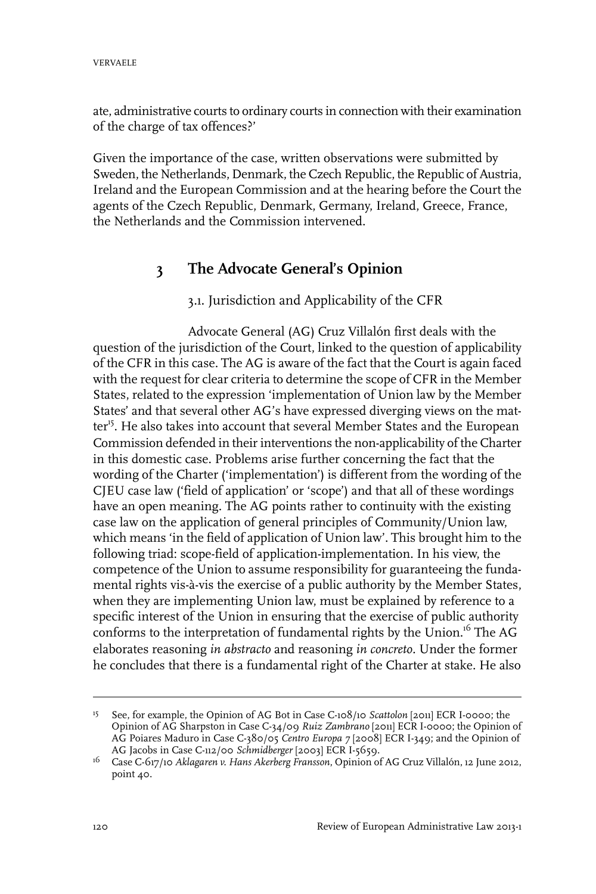ate, administrative courts to ordinary courts in connection with their examination of the charge of tax offences?'

Given the importance of the case, written observations were submitted by Sweden, the Netherlands, Denmark, the Czech Republic, the Republic of Austria, Ireland and the European Commission and at the hearing before the Court the agents of the Czech Republic, Denmark, Germany, Ireland, Greece, France, the Netherlands and the Commission intervened.

## 3 The Advocate General's Opinion

### 3.1. Jurisdiction and Applicability of the CFR

Advocate General (AG) Cruz Villalón first deals with the question of the jurisdiction of the Court, linked to the question of applicability of the CFR in this case. The AG is aware of the fact that the Court is again faced with the request for clear criteria to determine the scope of CFR in the Member States, related to the expression 'implementation of Union law by the Member States' and that several other AG's have expressed diverging views on the matter[15]. He also takes into account that several Member States and the European Commission defended in their interventions the non-applicability of the Charter in this domestic case. Problems arise further concerning the fact that the wording of the Charter ('implementation') is different from the wording of the CJEU case law ('field of application' or 'scope') and that all of these wordings have an open meaning. The AG points rather to continuity with the existing case law on the application of general principles of Community/Union law, which means 'in the field of application of Union law'. This brought him to the following triad: scope-field of application-implementation. In his view, the competence of the Union to assume responsibility for guaranteeing the fundamental rights vis-à-vis the exercise of a public authority by the Member States, when they are implementing Union law, must be explained by reference to a specific interest of the Union in ensuring that the exercise of public authority conforms to the interpretation of fundamental rights by the Union.[16] The AG elaborates reasoning *in abstracto* and reasoning *in concreto*. Under the former he concludes that there is a fundamental right of the Charter at stake. He also

---

15 See, for example, the Opinion of AG Bot in Case C-108/10 *Scattolon* [2011] ECR I-0000; the Opinion of AG Sharpston in Case C-34/09 *Ruiz Zambrano* [2011] ECR I-0000; the Opinion of AG Poiares Maduro in Case C-380/05 *Centro Europa 7* [2008] ECR I-349; and the Opinion of AG Jacobs in Case C-112/00 *Schmidberger* [2003] ECR I-5659.

16 Case C-617/10 *Aklagaren v. Hans Akerberg Fransson*, Opinion of AG Cruz Villalón, 12 June 2012, point 40.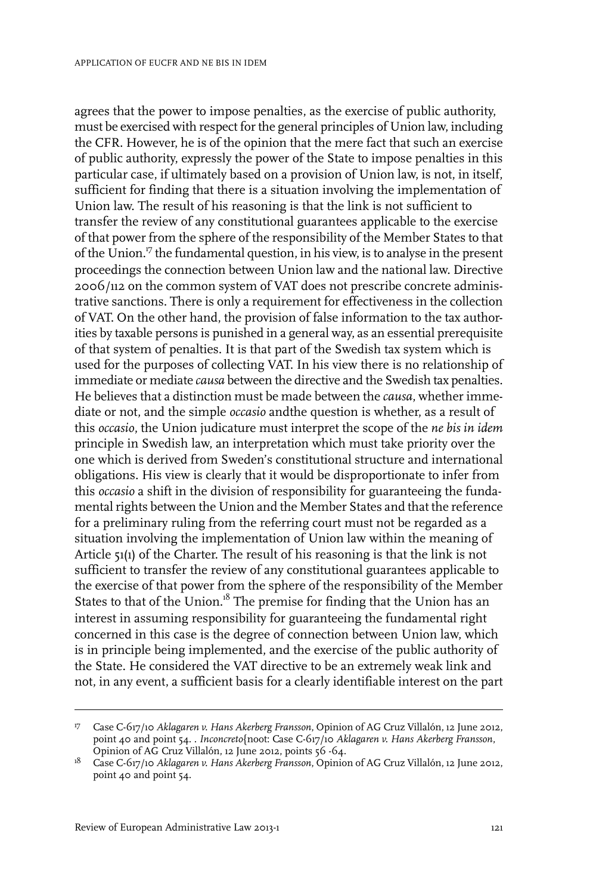agrees that the power to impose penalties, as the exercise of public authority, must be exercised with respect for the general principles of Union law, including the CFR. However, he is of the opinion that the mere fact that such an exercise of public authority, expressly the power of the State to impose penalties in this particular case, if ultimately based on a provision of Union law, is not, in itself, sufficient for finding that there is a situation involving the implementation of Union law. The result of his reasoning is that the link is not sufficient to transfer the review of any constitutional guarantees applicable to the exercise of that power from the sphere of the responsibility of the Member States to that of the Union.[17] the fundamental question, in his view, is to analyse in the present proceedings the connection between Union law and the national law. Directive 2006/112 on the common system of VAT does not prescribe concrete administrative sanctions. There is only a requirement for effectiveness in the collection of VAT. On the other hand, the provision of false information to the tax authorities by taxable persons is punished in a general way, as an essential prerequisite of that system of penalties. It is that part of the Swedish tax system which is used for the purposes of collecting VAT. In his view there is no relationship of immediate or mediate *causa* between the directive and the Swedish tax penalties. He believes that a distinction must be made between the *causa*, whether immediate or not, and the simple *occasio* andthe question is whether, as a result of this *occasio*, the Union judicature must interpret the scope of the *ne bis in idem* principle in Swedish law, an interpretation which must take priority over the one which is derived from Sweden's constitutional structure and international obligations. His view is clearly that it would be disproportionate to infer from this *occasio* a shift in the division of responsibility for guaranteeing the fundamental rights between the Union and the Member States and that the reference for a preliminary ruling from the referring court must not be regarded as a situation involving the implementation of Union law within the meaning of Article 51(1) of the Charter. The result of his reasoning is that the link is not sufficient to transfer the review of any constitutional guarantees applicable to the exercise of that power from the sphere of the responsibility of the Member States to that of the Union.[18] The premise for finding that the Union has an interest in assuming responsibility for guaranteeing the fundamental right concerned in this case is the degree of connection between Union law, which is in principle being implemented, and the exercise of the public authority of the State. He considered the VAT directive to be an extremely weak link and not, in any event, a sufficient basis for a clearly identifiable interest on the part

---

17 Case C-617/10 *Aklagaren v. Hans Akerberg Fransson*, Opinion of AG Cruz Villalón, 12 June 2012, point 40 and point 54. . *Inconcreto*{noot: Case C-617/10 *Aklagaren v. Hans Akerberg Fransson*, Opinion of AG Cruz Villalón, 12 June 2012, points 56 -64.

18 Case C-617/10 *Aklagaren v. Hans Akerberg Fransson*, Opinion of AG Cruz Villalón, 12 June 2012, point 40 and point 54.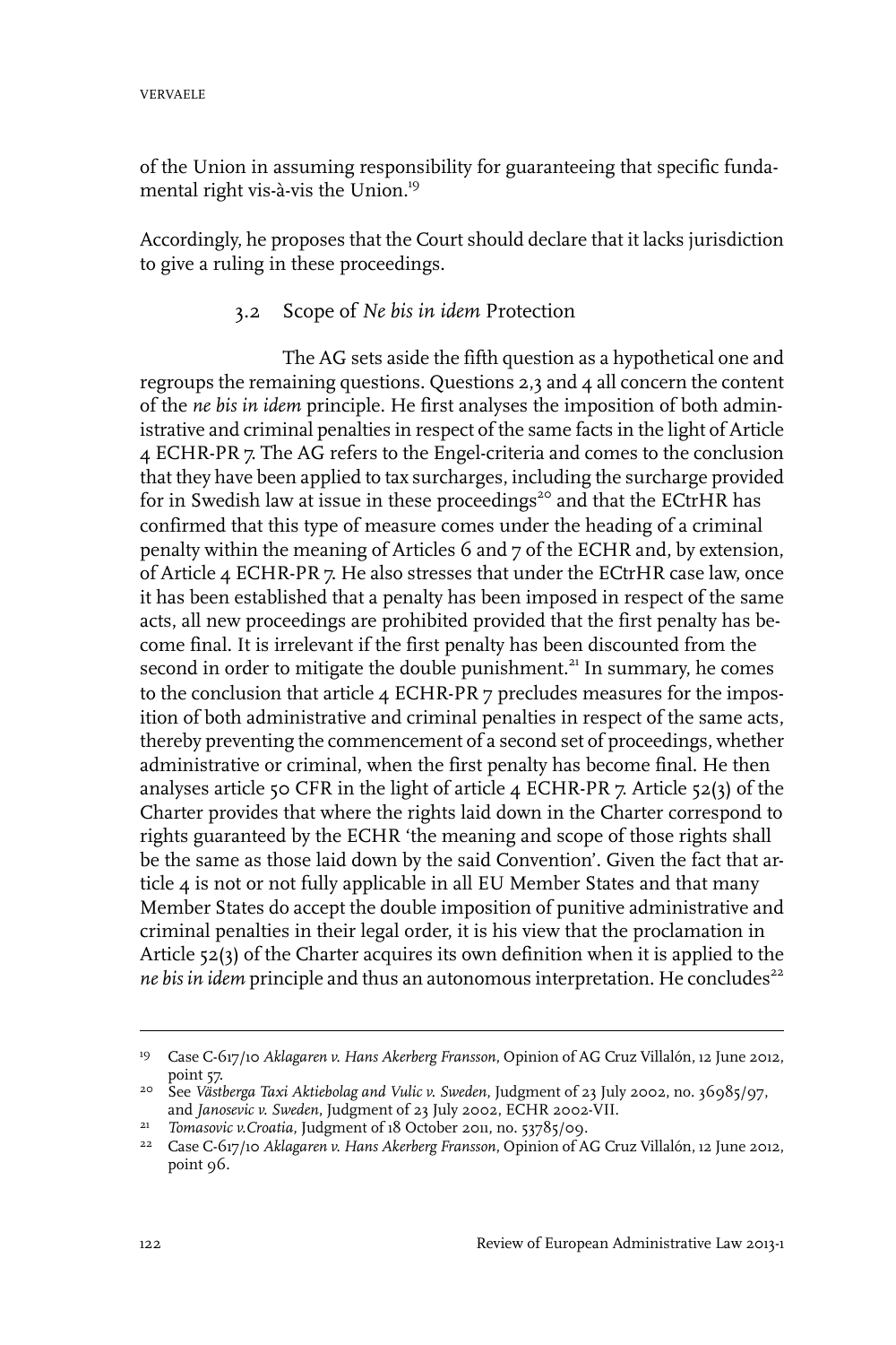of the Union in assuming responsibility for guaranteeing that specific fundamental right vis-à-vis the Union.[19]

Accordingly, he proposes that the Court should declare that it lacks jurisdiction to give a ruling in these proceedings.

### 3.2 Scope of *Ne bis in idem* Protection

The AG sets aside the fifth question as a hypothetical one and regroups the remaining questions. Questions 2,3 and 4 all concern the content of the *ne bis in idem* principle. He first analyses the imposition of both administrative and criminal penalties in respect of the same facts in the light of Article 4 ECHR-PR 7. The AG refers to the Engel-criteria and comes to the conclusion that they have been applied to tax surcharges, including the surcharge provided for in Swedish law at issue in these proceedings[20] and that the ECtrHR has confirmed that this type of measure comes under the heading of a criminal penalty within the meaning of Articles 6 and 7 of the ECHR and, by extension, of Article 4 ECHR-PR 7. He also stresses that under the ECtrHR case law, once it has been established that a penalty has been imposed in respect of the same acts, all new proceedings are prohibited provided that the first penalty has become final. It is irrelevant if the first penalty has been discounted from the second in order to mitigate the double punishment.[21] In summary, he comes to the conclusion that article 4 ECHR-PR 7 precludes measures for the imposition of both administrative and criminal penalties in respect of the same acts, thereby preventing the commencement of a second set of proceedings, whether administrative or criminal, when the first penalty has become final. He then analyses article 50 CFR in the light of article 4 ECHR-PR 7. Article 52(3) of the Charter provides that where the rights laid down in the Charter correspond to rights guaranteed by the ECHR 'the meaning and scope of those rights shall be the same as those laid down by the said Convention'. Given the fact that article 4 is not or not fully applicable in all EU Member States and that many Member States do accept the double imposition of punitive administrative and criminal penalties in their legal order, it is his view that the proclamation in Article 52(3) of the Charter acquires its own definition when it is applied to the *ne bis in idem* principle and thus an autonomous interpretation. He concludes[22]

---

[19] Case C-617/10 *Aklagaren v. Hans Akerberg Fransson*, Opinion of AG Cruz Villalón, 12 June 2012, point 57.

[20] See *Västberga Taxi Aktiebolag and Vulic v. Sweden*, Judgment of 23 July 2002, no. 36985/97, and *Janosevic v. Sweden*, Judgment of 23 July 2002, ECHR 2002-VII.

[21] *Tomasovic v.Croatia*, Judgment of 18 October 2011, no. 53785/09.

[22] Case C-617/10 *Aklagaren v. Hans Akerberg Fransson*, Opinion of AG Cruz Villalón, 12 June 2012, point 96.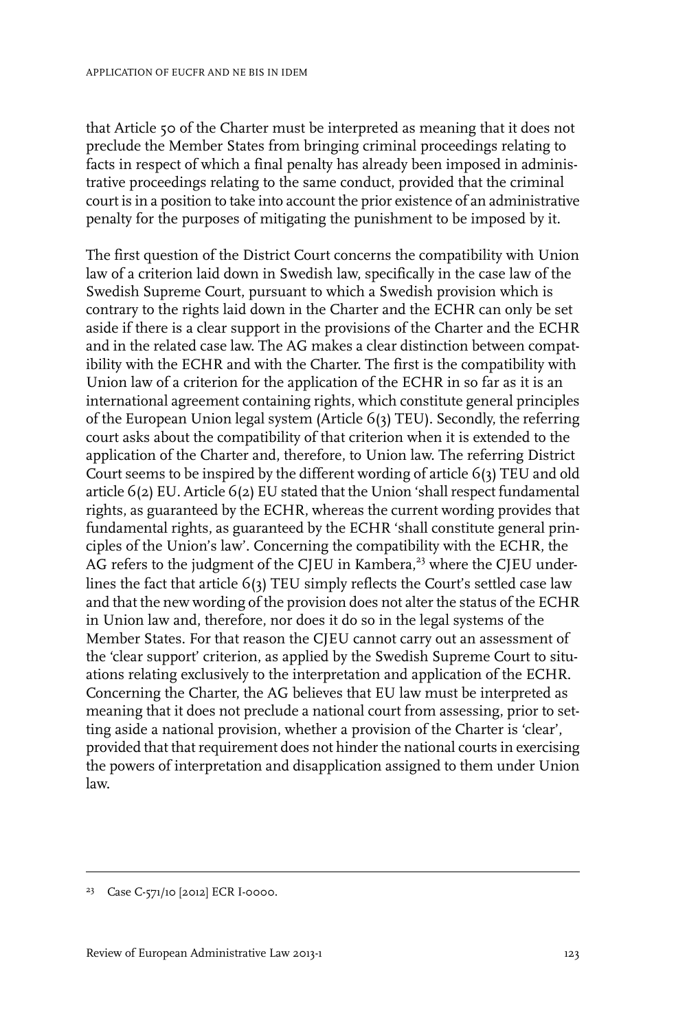that Article 50 of the Charter must be interpreted as meaning that it does not preclude the Member States from bringing criminal proceedings relating to facts in respect of which a final penalty has already been imposed in administrative proceedings relating to the same conduct, provided that the criminal court is in a position to take into account the prior existence of an administrative penalty for the purposes of mitigating the punishment to be imposed by it.

The first question of the District Court concerns the compatibility with Union law of a criterion laid down in Swedish law, specifically in the case law of the Swedish Supreme Court, pursuant to which a Swedish provision which is contrary to the rights laid down in the Charter and the ECHR can only be set aside if there is a clear support in the provisions of the Charter and the ECHR and in the related case law. The AG makes a clear distinction between compatibility with the ECHR and with the Charter. The first is the compatibility with Union law of a criterion for the application of the ECHR in so far as it is an international agreement containing rights, which constitute general principles of the European Union legal system (Article 6(3) TEU). Secondly, the referring court asks about the compatibility of that criterion when it is extended to the application of the Charter and, therefore, to Union law. The referring District Court seems to be inspired by the different wording of article 6(3) TEU and old article 6(2) EU. Article 6(2) EU stated that the Union 'shall respect fundamental rights, as guaranteed by the ECHR, whereas the current wording provides that fundamental rights, as guaranteed by the ECHR 'shall constitute general principles of the Union's law'. Concerning the compatibility with the ECHR, the AG refers to the judgment of the CJEU in Kambera,[23] where the CJEU underlines the fact that article 6(3) TEU simply reflects the Court's settled case law and that the new wording of the provision does not alter the status of the ECHR in Union law and, therefore, nor does it do so in the legal systems of the Member States. For that reason the CJEU cannot carry out an assessment of the 'clear support' criterion, as applied by the Swedish Supreme Court to situations relating exclusively to the interpretation and application of the ECHR. Concerning the Charter, the AG believes that EU law must be interpreted as meaning that it does not preclude a national court from assessing, prior to setting aside a national provision, whether a provision of the Charter is 'clear', provided that that requirement does not hinder the national courts in exercising the powers of interpretation and disapplication assigned to them under Union law.

[23] Case C-571/10 [2012] ECR I-0000.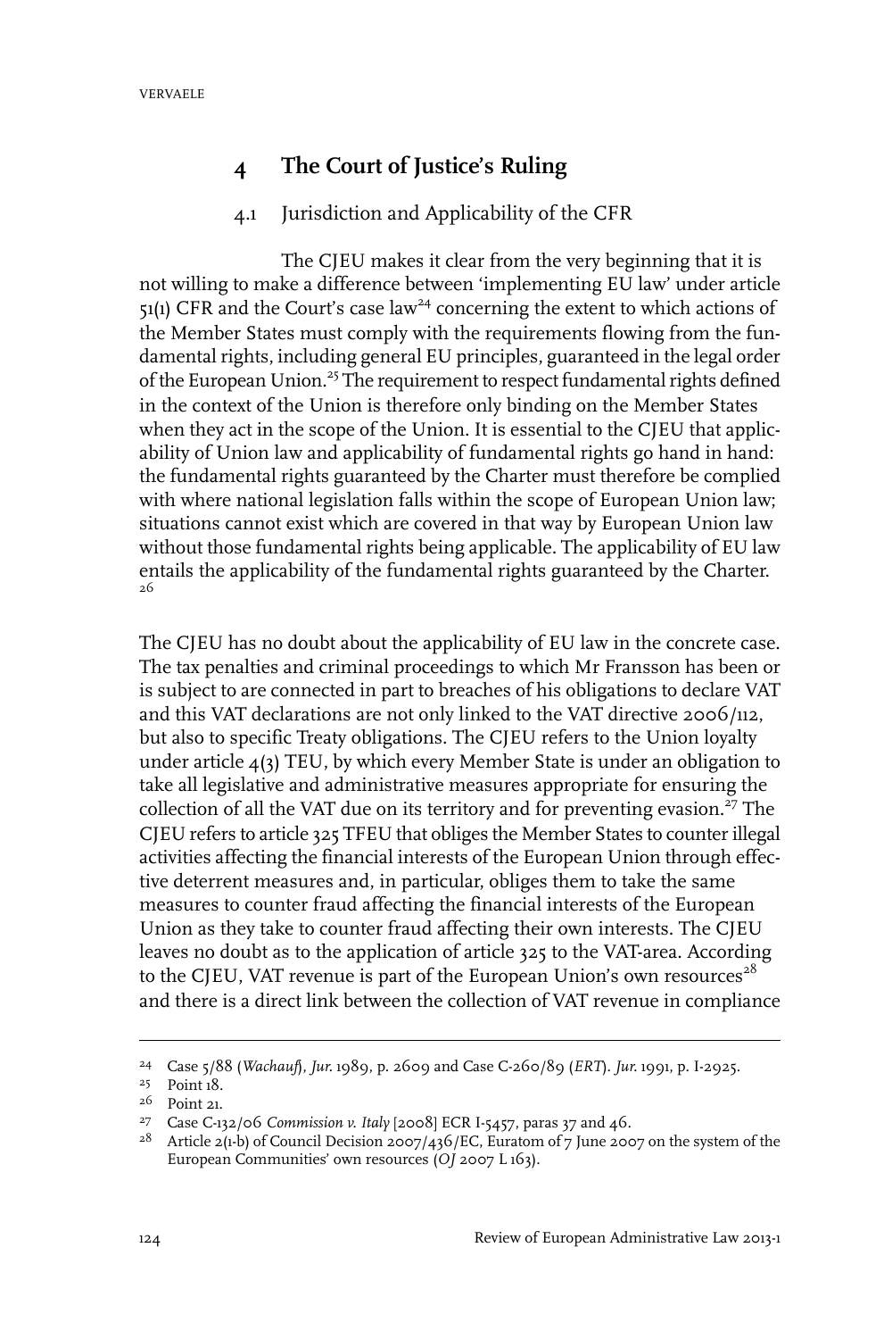## 4 The Court of Justice's Ruling

### 4.1 Jurisdiction and Applicability of the CFR

The CJEU makes it clear from the very beginning that it is not willing to make a difference between 'implementing EU law' under article 51(1) CFR and the Court's case law[24] concerning the extent to which actions of the Member States must comply with the requirements flowing from the fundamental rights, including general EU principles, guaranteed in the legal order of the European Union.[25] The requirement to respect fundamental rights defined in the context of the Union is therefore only binding on the Member States when they act in the scope of the Union. It is essential to the CJEU that applicability of Union law and applicability of fundamental rights go hand in hand: the fundamental rights guaranteed by the Charter must therefore be complied with where national legislation falls within the scope of European Union law; situations cannot exist which are covered in that way by European Union law without those fundamental rights being applicable. The applicability of EU law entails the applicability of the fundamental rights guaranteed by the Charter.[26]

The CJEU has no doubt about the applicability of EU law in the concrete case. The tax penalties and criminal proceedings to which Mr Fransson has been or is subject to are connected in part to breaches of his obligations to declare VAT and this VAT declarations are not only linked to the VAT directive 2006/112, but also to specific Treaty obligations. The CJEU refers to the Union loyalty under article 4(3) TEU, by which every Member State is under an obligation to take all legislative and administrative measures appropriate for ensuring the collection of all the VAT due on its territory and for preventing evasion.[27] The CJEU refers to article 325 TFEU that obliges the Member States to counter illegal activities affecting the financial interests of the European Union through effective deterrent measures and, in particular, obliges them to take the same measures to counter fraud affecting the financial interests of the European Union as they take to counter fraud affecting their own interests. The CJEU leaves no doubt as to the application of article 325 to the VAT-area. According to the CJEU, VAT revenue is part of the European Union's own resources[28] and there is a direct link between the collection of VAT revenue in compliance

---

[24] Case 5/88 (*Wachauf*), *Jur.* 1989, p. 2609 and Case C-260/89 (*ERT*). *Jur.* 1991, p. I-2925.

[25] Point 18.

[26] Point 21.

[27] Case C-132/06 *Commission v. Italy* [2008] ECR I-5457, paras 37 and 46.

[28] Article 2(1-b) of Council Decision 2007/436/EC, Euratom of 7 June 2007 on the system of the European Communities' own resources (*OJ* 2007 L 163).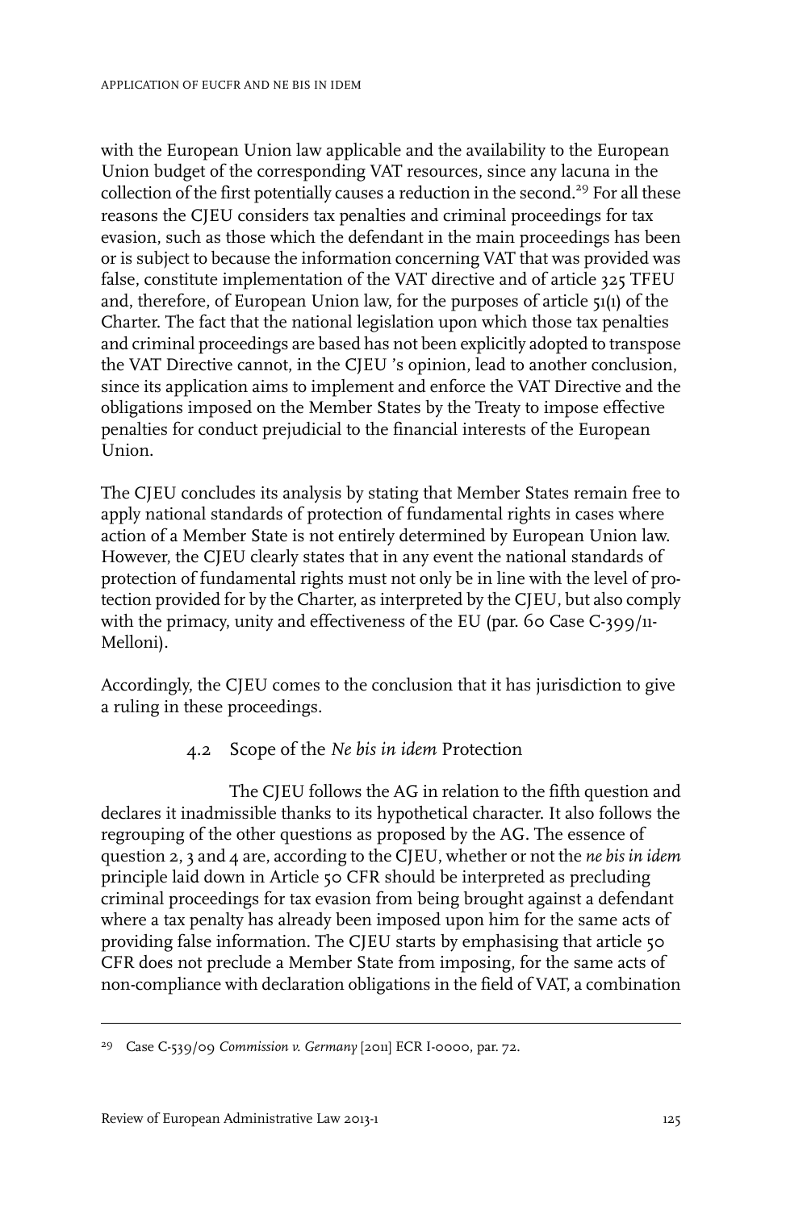with the European Union law applicable and the availability to the European Union budget of the corresponding VAT resources, since any lacuna in the collection of the first potentially causes a reduction in the second.[29] For all these reasons the CJEU considers tax penalties and criminal proceedings for tax evasion, such as those which the defendant in the main proceedings has been or is subject to because the information concerning VAT that was provided was false, constitute implementation of the VAT directive and of article 325 TFEU and, therefore, of European Union law, for the purposes of article 51(1) of the Charter. The fact that the national legislation upon which those tax penalties and criminal proceedings are based has not been explicitly adopted to transpose the VAT Directive cannot, in the CJEU 's opinion, lead to another conclusion, since its application aims to implement and enforce the VAT Directive and the obligations imposed on the Member States by the Treaty to impose effective penalties for conduct prejudicial to the financial interests of the European Union.

The CJEU concludes its analysis by stating that Member States remain free to apply national standards of protection of fundamental rights in cases where action of a Member State is not entirely determined by European Union law. However, the CJEU clearly states that in any event the national standards of protection of fundamental rights must not only be in line with the level of protection provided for by the Charter, as interpreted by the CJEU, but also comply with the primacy, unity and effectiveness of the EU (par. 60 Case C-399/11-Melloni).

Accordingly, the CJEU comes to the conclusion that it has jurisdiction to give a ruling in these proceedings.

### 4.2 Scope of the *Ne bis in idem* Protection

The CJEU follows the AG in relation to the fifth question and declares it inadmissible thanks to its hypothetical character. It also follows the regrouping of the other questions as proposed by the AG. The essence of question 2, 3 and 4 are, according to the CJEU, whether or not the *ne bis in idem* principle laid down in Article 50 CFR should be interpreted as precluding criminal proceedings for tax evasion from being brought against a defendant where a tax penalty has already been imposed upon him for the same acts of providing false information. The CJEU starts by emphasising that article 50 CFR does not preclude a Member State from imposing, for the same acts of non-compliance with declaration obligations in the field of VAT, a combination

---

[29] Case C-539/09 *Commission v. Germany* [2011] ECR I-0000, par. 72.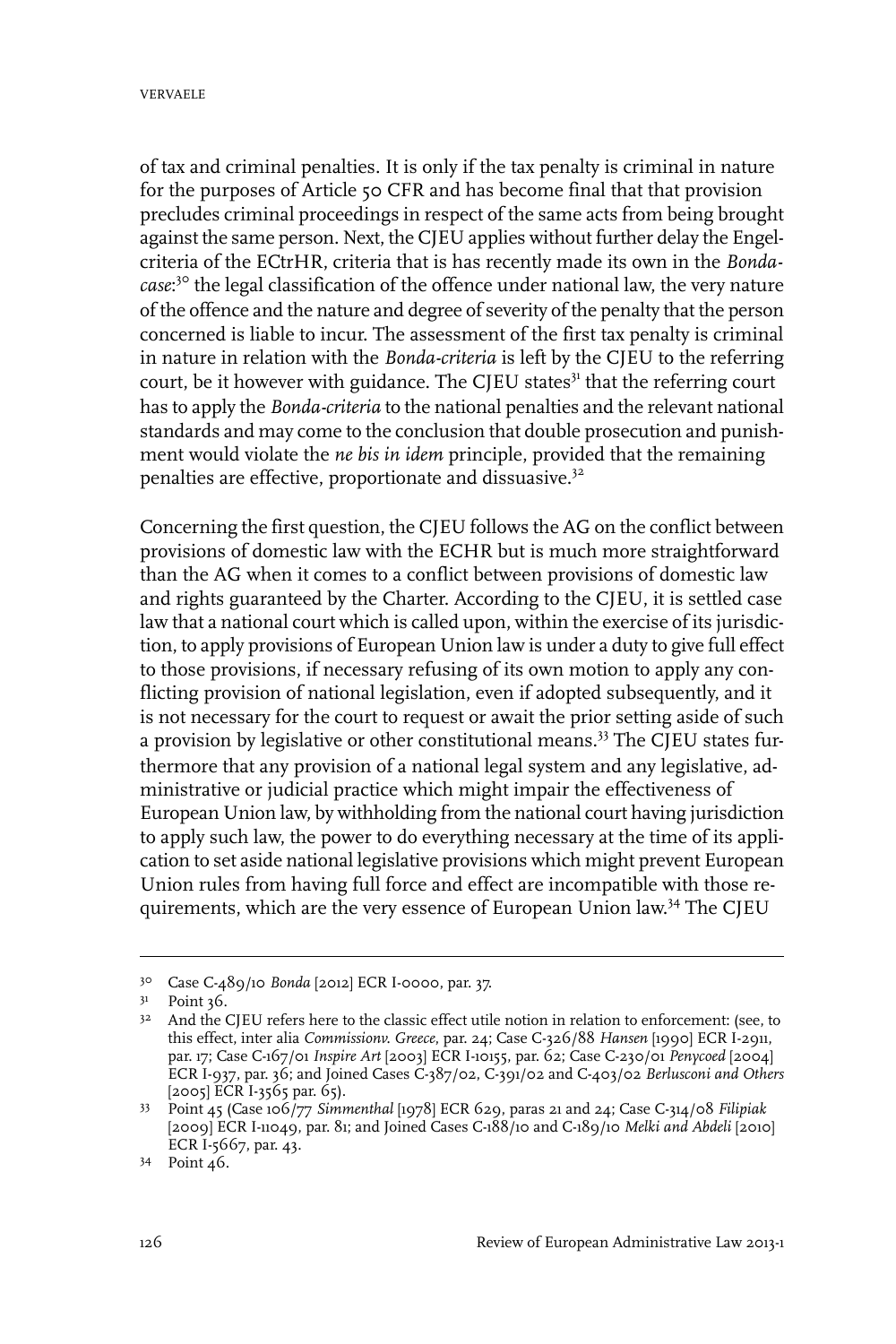of tax and criminal penalties. It is only if the tax penalty is criminal in nature for the purposes of Article 50 CFR and has become final that that provision precludes criminal proceedings in respect of the same acts from being brought against the same person. Next, the CJEU applies without further delay the Engel-criteria of the ECtrHR, criteria that is has recently made its own in the *Bonda-case*:[30] the legal classification of the offence under national law, the very nature of the offence and the nature and degree of severity of the penalty that the person concerned is liable to incur. The assessment of the first tax penalty is criminal in nature in relation with the *Bonda-criteria* is left by the CJEU to the referring court, be it however with guidance. The CJEU states[31] that the referring court has to apply the *Bonda-criteria* to the national penalties and the relevant national standards and may come to the conclusion that double prosecution and punishment would violate the *ne bis in idem* principle, provided that the remaining penalties are effective, proportionate and dissuasive.[32]

Concerning the first question, the CJEU follows the AG on the conflict between provisions of domestic law with the ECHR but is much more straightforward than the AG when it comes to a conflict between provisions of domestic law and rights guaranteed by the Charter. According to the CJEU, it is settled case law that a national court which is called upon, within the exercise of its jurisdiction, to apply provisions of European Union law is under a duty to give full effect to those provisions, if necessary refusing of its own motion to apply any conflicting provision of national legislation, even if adopted subsequently, and it is not necessary for the court to request or await the prior setting aside of such a provision by legislative or other constitutional means.[33] The CJEU states furthermore that any provision of a national legal system and any legislative, administrative or judicial practice which might impair the effectiveness of European Union law, by withholding from the national court having jurisdiction to apply such law, the power to do everything necessary at the time of its application to set aside national legislative provisions which might prevent European Union rules from having full force and effect are incompatible with those requirements, which are the very essence of European Union law.[34] The CJEU

---

30 Case C-489/10 *Bonda* [2012] ECR I-0000, par. 37.

31 Point 36.

32 And the CJEU refers here to the classic effect utile notion in relation to enforcement: (see, to this effect, inter alia *Commissionv. Greece*, par. 24; Case C-326/88 *Hansen* [1990] ECR I-2911, par. 17; Case C-167/01 *Inspire Art* [2003] ECR I-10155, par. 62; Case C-230/01 *Penycoed* [2004] ECR I-937, par. 36; and Joined Cases C-387/02, C-391/02 and C-403/02 *Berlusconi and Others* [2005] ECR I-3565 par. 65).

33 Point 45 (Case 106/77 *Simmenthal* [1978] ECR 629, paras 21 and 24; Case C-314/08 *Filipiak* [2009] ECR I-11049, par. 81; and Joined Cases C-188/10 and C-189/10 *Melki and Abdeli* [2010] ECR I-5667, par. 43.

34 Point 46.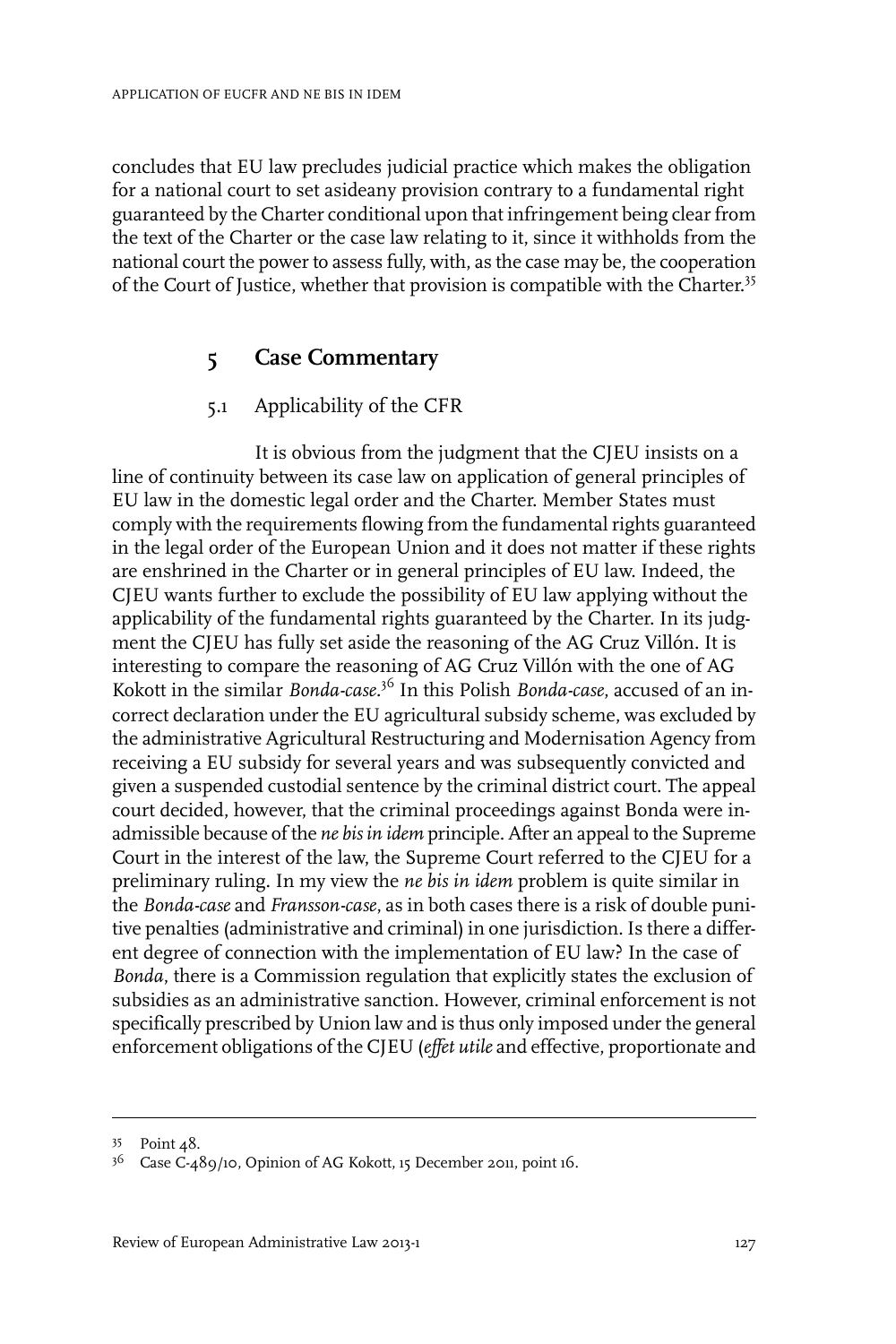concludes that EU law precludes judicial practice which makes the obligation for a national court to set asideany provision contrary to a fundamental right guaranteed by the Charter conditional upon that infringement being clear from the text of the Charter or the case law relating to it, since it withholds from the national court the power to assess fully, with, as the case may be, the cooperation of the Court of Justice, whether that provision is compatible with the Charter.[35]

## 5 Case Commentary

### 5.1 Applicability of the CFR

It is obvious from the judgment that the CJEU insists on a line of continuity between its case law on application of general principles of EU law in the domestic legal order and the Charter. Member States must comply with the requirements flowing from the fundamental rights guaranteed in the legal order of the European Union and it does not matter if these rights are enshrined in the Charter or in general principles of EU law. Indeed, the CJEU wants further to exclude the possibility of EU law applying without the applicability of the fundamental rights guaranteed by the Charter. In its judgment the CJEU has fully set aside the reasoning of the AG Cruz Villón. It is interesting to compare the reasoning of AG Cruz Villón with the one of AG Kokott in the similar *Bonda-case*.[36] In this Polish *Bonda-case*, accused of an incorrect declaration under the EU agricultural subsidy scheme, was excluded by the administrative Agricultural Restructuring and Modernisation Agency from receiving a EU subsidy for several years and was subsequently convicted and given a suspended custodial sentence by the criminal district court. The appeal court decided, however, that the criminal proceedings against Bonda were inadmissible because of the *ne bis in idem* principle. After an appeal to the Supreme Court in the interest of the law, the Supreme Court referred to the CJEU for a preliminary ruling. In my view the *ne bis in idem* problem is quite similar in the *Bonda-case* and *Fransson-case*, as in both cases there is a risk of double punitive penalties (administrative and criminal) in one jurisdiction. Is there a different degree of connection with the implementation of EU law? In the case of *Bonda*, there is a Commission regulation that explicitly states the exclusion of subsidies as an administrative sanction. However, criminal enforcement is not specifically prescribed by Union law and is thus only imposed under the general enforcement obligations of the CJEU (*effet utile* and effective, proportionate and

---

35 Point 48.

36 Case C-489/10, Opinion of AG Kokott, 15 December 2011, point 16.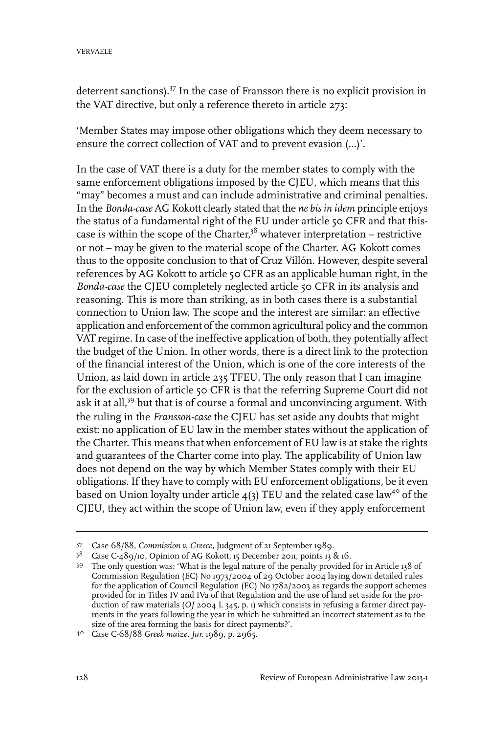deterrent sanctions).[37] In the case of Fransson there is no explicit provision in the VAT directive, but only a reference thereto in article 273:

'Member States may impose other obligations which they deem necessary to ensure the correct collection of VAT and to prevent evasion (...)'.

In the case of VAT there is a duty for the member states to comply with the same enforcement obligations imposed by the CJEU, which means that this "may" becomes a must and can include administrative and criminal penalties. In the *Bonda-case* AG Kokott clearly stated that the *ne bis in idem* principle enjoys the status of a fundamental right of the EU under article 50 CFR and that this-case is within the scope of the Charter,[38] whatever interpretation – restrictive or not – may be given to the material scope of the Charter. AG Kokott comes thus to the opposite conclusion to that of Cruz Villón. However, despite several references by AG Kokott to article 50 CFR as an applicable human right, in the *Bonda-case* the CJEU completely neglected article 50 CFR in its analysis and reasoning. This is more than striking, as in both cases there is a substantial connection to Union law. The scope and the interest are similar: an effective application and enforcement of the common agricultural policy and the common VAT regime. In case of the ineffective application of both, they potentially affect the budget of the Union. In other words, there is a direct link to the protection of the financial interest of the Union, which is one of the core interests of the Union, as laid down in article 235 TFEU. The only reason that I can imagine for the exclusion of article 50 CFR is that the referring Supreme Court did not ask it at all,[39] but that is of course a formal and unconvincing argument. With the ruling in the *Fransson-case* the CJEU has set aside any doubts that might exist: no application of EU law in the member states without the application of the Charter. This means that when enforcement of EU law is at stake the rights and guarantees of the Charter come into play. The applicability of Union law does not depend on the way by which Member States comply with their EU obligations. If they have to comply with EU enforcement obligations, be it even based on Union loyalty under article 4(3) TEU and the related case law[40] of the CJEU, they act within the scope of Union law, even if they apply enforcement

---

37 Case 68/88, *Commission v. Greece*, Judgment of 21 September 1989.

38 Case C-489/10, Opinion of AG Kokott, 15 December 2011, points 13 & 16.

39 The only question was: 'What is the legal nature of the penalty provided for in Article 138 of Commission Regulation (EC) No 1973/2004 of 29 October 2004 laying down detailed rules for the application of Council Regulation (EC) No 1782/2003 as regards the support schemes provided for in Titles IV and IVa of that Regulation and the use of land set aside for the production of raw materials (*OJ* 2004 L 345, p. 1) which consists in refusing a farmer direct payments in the years following the year in which he submitted an incorrect statement as to the size of the area forming the basis for direct payments?'.

40 Case C-68/88 *Greek maize*, *Jur.* 1989, p. 2965.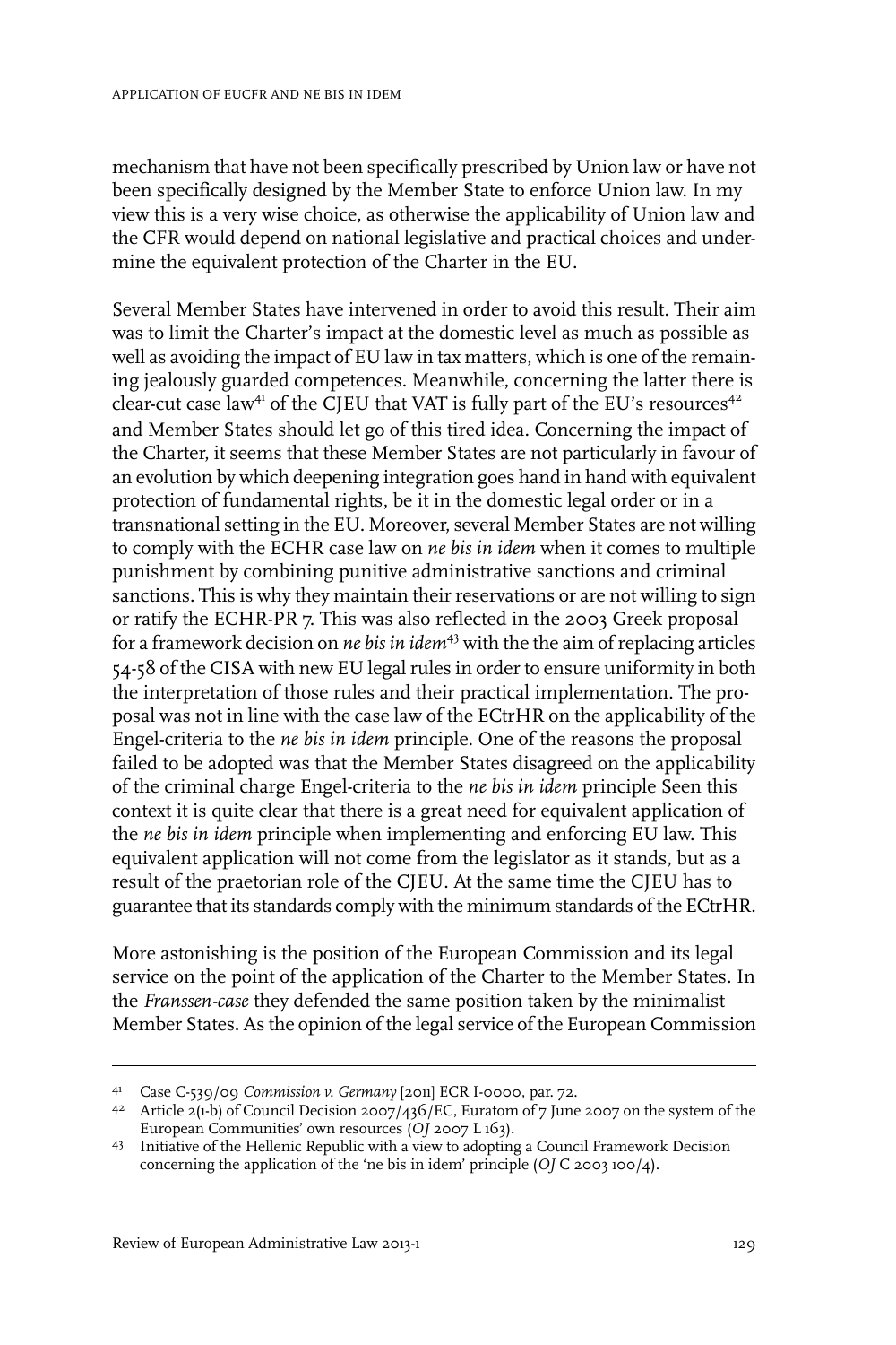mechanism that have not been specifically prescribed by Union law or have not been specifically designed by the Member State to enforce Union law. In my view this is a very wise choice, as otherwise the applicability of Union law and the CFR would depend on national legislative and practical choices and undermine the equivalent protection of the Charter in the EU.

Several Member States have intervened in order to avoid this result. Their aim was to limit the Charter's impact at the domestic level as much as possible as well as avoiding the impact of EU law in tax matters, which is one of the remaining jealously guarded competences. Meanwhile, concerning the latter there is clear-cut case law[41] of the CJEU that VAT is fully part of the EU's resources[42] and Member States should let go of this tired idea. Concerning the impact of the Charter, it seems that these Member States are not particularly in favour of an evolution by which deepening integration goes hand in hand with equivalent protection of fundamental rights, be it in the domestic legal order or in a transnational setting in the EU. Moreover, several Member States are not willing to comply with the ECHR case law on *ne bis in idem* when it comes to multiple punishment by combining punitive administrative sanctions and criminal sanctions. This is why they maintain their reservations or are not willing to sign or ratify the ECHR-PR 7. This was also reflected in the 2003 Greek proposal for a framework decision on *ne bis in idem*[43] with the the aim of replacing articles 54-58 of the CISA with new EU legal rules in order to ensure uniformity in both the interpretation of those rules and their practical implementation. The proposal was not in line with the case law of the ECtrHR on the applicability of the Engel-criteria to the *ne bis in idem* principle. One of the reasons the proposal failed to be adopted was that the Member States disagreed on the applicability of the criminal charge Engel-criteria to the *ne bis in idem* principle Seen this context it is quite clear that there is a great need for equivalent application of the *ne bis in idem* principle when implementing and enforcing EU law. This equivalent application will not come from the legislator as it stands, but as a result of the praetorian role of the CJEU. At the same time the CJEU has to guarantee that its standards comply with the minimum standards of the ECtrHR.

More astonishing is the position of the European Commission and its legal service on the point of the application of the Charter to the Member States. In the *Franssen-case* they defended the same position taken by the minimalist Member States. As the opinion of the legal service of the European Commission

---

41 Case C-539/09 *Commission v. Germany* [2011] ECR I-0000, par. 72.

42 Article 2(1-b) of Council Decision 2007/436/EC, Euratom of 7 June 2007 on the system of the European Communities' own resources (*OJ* 2007 L 163).

43 Initiative of the Hellenic Republic with a view to adopting a Council Framework Decision concerning the application of the 'ne bis in idem' principle (*OJ* C 2003 100/4).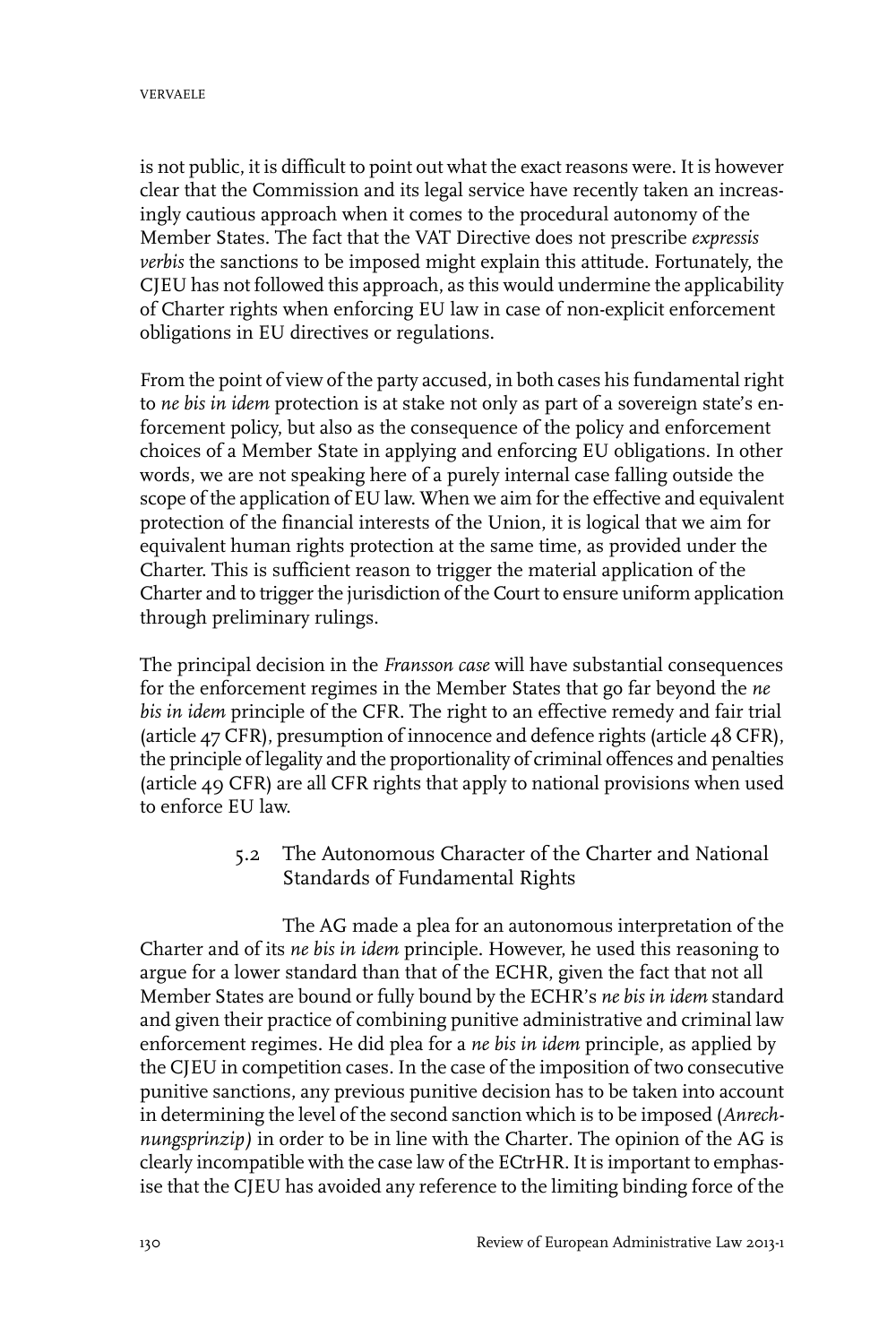is not public, it is difficult to point out what the exact reasons were. It is however clear that the Commission and its legal service have recently taken an increasingly cautious approach when it comes to the procedural autonomy of the Member States. The fact that the VAT Directive does not prescribe *expressis verbis* the sanctions to be imposed might explain this attitude. Fortunately, the CJEU has not followed this approach, as this would undermine the applicability of Charter rights when enforcing EU law in case of non-explicit enforcement obligations in EU directives or regulations.

From the point of view of the party accused, in both cases his fundamental right to *ne bis in idem* protection is at stake not only as part of a sovereign state's enforcement policy, but also as the consequence of the policy and enforcement choices of a Member State in applying and enforcing EU obligations. In other words, we are not speaking here of a purely internal case falling outside the scope of the application of EU law. When we aim for the effective and equivalent protection of the financial interests of the Union, it is logical that we aim for equivalent human rights protection at the same time, as provided under the Charter. This is sufficient reason to trigger the material application of the Charter and to trigger the jurisdiction of the Court to ensure uniform application through preliminary rulings.

The principal decision in the *Fransson case* will have substantial consequences for the enforcement regimes in the Member States that go far beyond the *ne bis in idem* principle of the CFR. The right to an effective remedy and fair trial (article 47 CFR), presumption of innocence and defence rights (article 48 CFR), the principle of legality and the proportionality of criminal offences and penalties (article 49 CFR) are all CFR rights that apply to national provisions when used to enforce EU law.

### 5.2 The Autonomous Character of the Charter and National Standards of Fundamental Rights

The AG made a plea for an autonomous interpretation of the Charter and of its *ne bis in idem* principle. However, he used this reasoning to argue for a lower standard than that of the ECHR, given the fact that not all Member States are bound or fully bound by the ECHR's *ne bis in idem* standard and given their practice of combining punitive administrative and criminal law enforcement regimes. He did plea for a *ne bis in idem* principle, as applied by the CJEU in competition cases. In the case of the imposition of two consecutive punitive sanctions, any previous punitive decision has to be taken into account in determining the level of the second sanction which is to be imposed (*Anrechnungsprinzip)* in order to be in line with the Charter. The opinion of the AG is clearly incompatible with the case law of the ECtrHR. It is important to emphasise that the CJEU has avoided any reference to the limiting binding force of the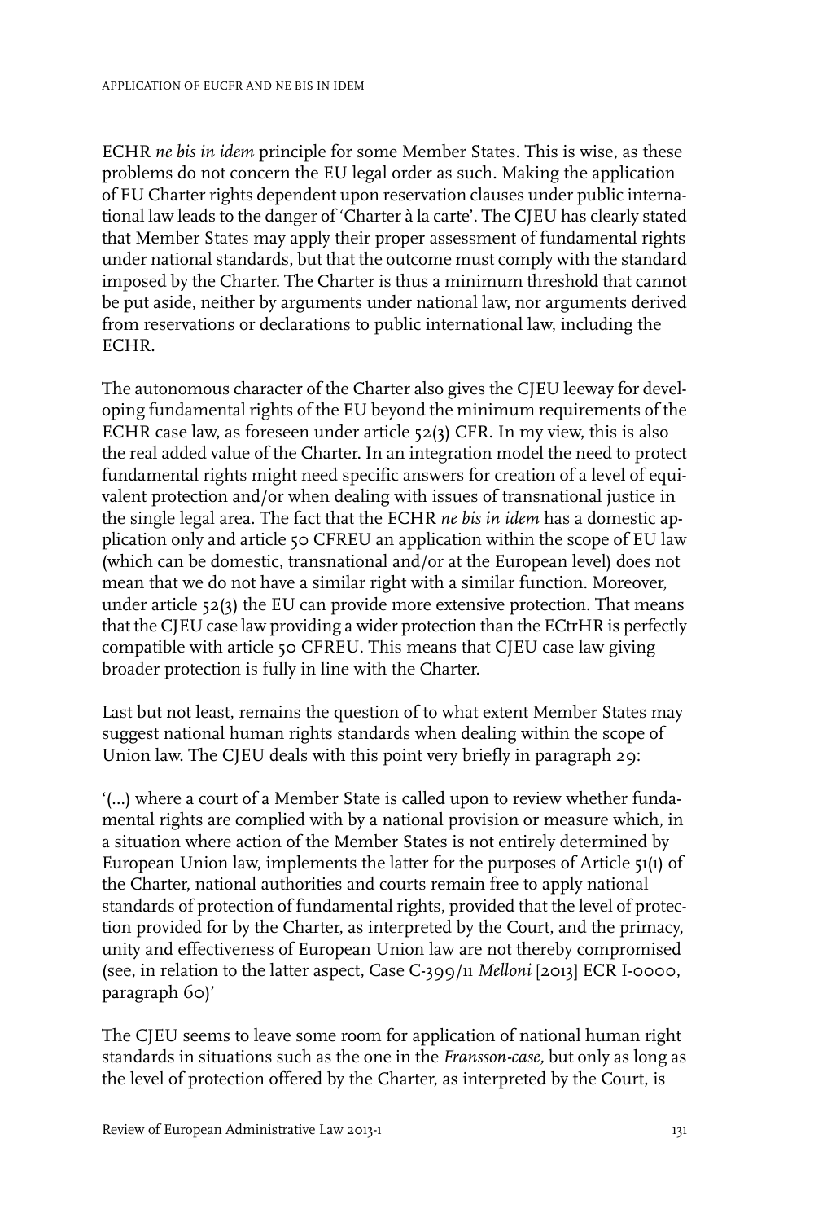ECHR *ne bis in idem* principle for some Member States. This is wise, as these problems do not concern the EU legal order as such. Making the application of EU Charter rights dependent upon reservation clauses under public international law leads to the danger of 'Charter à la carte'. The CJEU has clearly stated that Member States may apply their proper assessment of fundamental rights under national standards, but that the outcome must comply with the standard imposed by the Charter. The Charter is thus a minimum threshold that cannot be put aside, neither by arguments under national law, nor arguments derived from reservations or declarations to public international law, including the ECHR.

The autonomous character of the Charter also gives the CJEU leeway for developing fundamental rights of the EU beyond the minimum requirements of the ECHR case law, as foreseen under article 52(3) CFR. In my view, this is also the real added value of the Charter. In an integration model the need to protect fundamental rights might need specific answers for creation of a level of equivalent protection and/or when dealing with issues of transnational justice in the single legal area. The fact that the ECHR *ne bis in idem* has a domestic application only and article 50 CFREU an application within the scope of EU law (which can be domestic, transnational and/or at the European level) does not mean that we do not have a similar right with a similar function. Moreover, under article 52(3) the EU can provide more extensive protection. That means that the CJEU case law providing a wider protection than the ECtrHR is perfectly compatible with article 50 CFREU. This means that CJEU case law giving broader protection is fully in line with the Charter.

Last but not least, remains the question of to what extent Member States may suggest national human rights standards when dealing within the scope of Union law. The CJEU deals with this point very briefly in paragraph 29:

'(...) where a court of a Member State is called upon to review whether fundamental rights are complied with by a national provision or measure which, in a situation where action of the Member States is not entirely determined by European Union law, implements the latter for the purposes of Article 51(1) of the Charter, national authorities and courts remain free to apply national standards of protection of fundamental rights, provided that the level of protection provided for by the Charter, as interpreted by the Court, and the primacy, unity and effectiveness of European Union law are not thereby compromised (see, in relation to the latter aspect, Case C-399/11 *Melloni* [2013] ECR I-0000, paragraph 60)'

The CJEU seems to leave some room for application of national human right standards in situations such as the one in the *Fransson-case,* but only as long as the level of protection offered by the Charter, as interpreted by the Court, is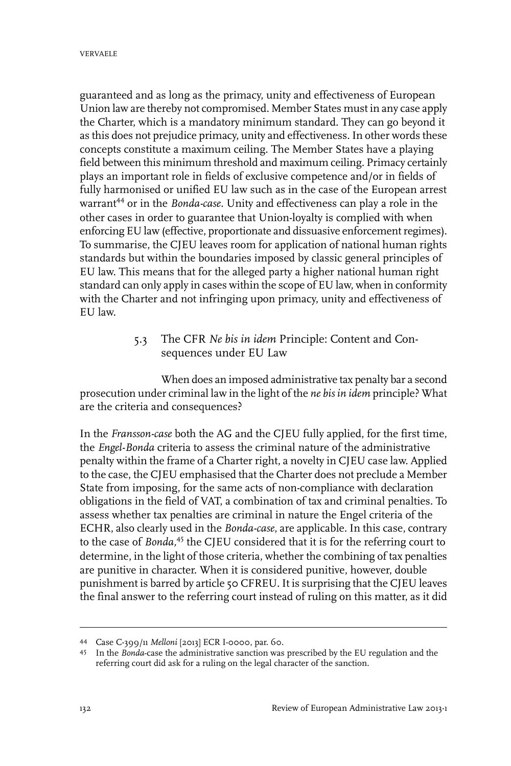guaranteed and as long as the primacy, unity and effectiveness of European Union law are thereby not compromised. Member States must in any case apply the Charter, which is a mandatory minimum standard. They can go beyond it as this does not prejudice primacy, unity and effectiveness. In other words these concepts constitute a maximum ceiling. The Member States have a playing field between this minimum threshold and maximum ceiling. Primacy certainly plays an important role in fields of exclusive competence and/or in fields of fully harmonised or unified EU law such as in the case of the European arrest warrant[44] or in the *Bonda-case*. Unity and effectiveness can play a role in the other cases in order to guarantee that Union-loyalty is complied with when enforcing EU law (effective, proportionate and dissuasive enforcement regimes). To summarise, the CJEU leaves room for application of national human rights standards but within the boundaries imposed by classic general principles of EU law. This means that for the alleged party a higher national human right standard can only apply in cases within the scope of EU law, when in conformity with the Charter and not infringing upon primacy, unity and effectiveness of EU law.

### 5.3 The CFR *Ne bis in idem* Principle: Content and Consequences under EU Law

When does an imposed administrative tax penalty bar a second prosecution under criminal law in the light of the *ne bis in idem* principle? What are the criteria and consequences?

In the *Fransson-case* both the AG and the CJEU fully applied, for the first time, the *Engel-Bonda* criteria to assess the criminal nature of the administrative penalty within the frame of a Charter right, a novelty in CJEU case law. Applied to the case, the CJEU emphasised that the Charter does not preclude a Member State from imposing, for the same acts of non-compliance with declaration obligations in the field of VAT, a combination of tax and criminal penalties. To assess whether tax penalties are criminal in nature the Engel criteria of the ECHR, also clearly used in the *Bonda-case*, are applicable. In this case, contrary to the case of *Bonda*,[45] the CJEU considered that it is for the referring court to determine, in the light of those criteria, whether the combining of tax penalties are punitive in character. When it is considered punitive, however, double punishment is barred by article 50 CFREU. It is surprising that the CJEU leaves the final answer to the referring court instead of ruling on this matter, as it did

---

44 Case C-399/11 *Melloni* [2013] ECR I-0000, par. 60.

45 In the *Bonda*-case the administrative sanction was prescribed by the EU regulation and the referring court did ask for a ruling on the legal character of the sanction.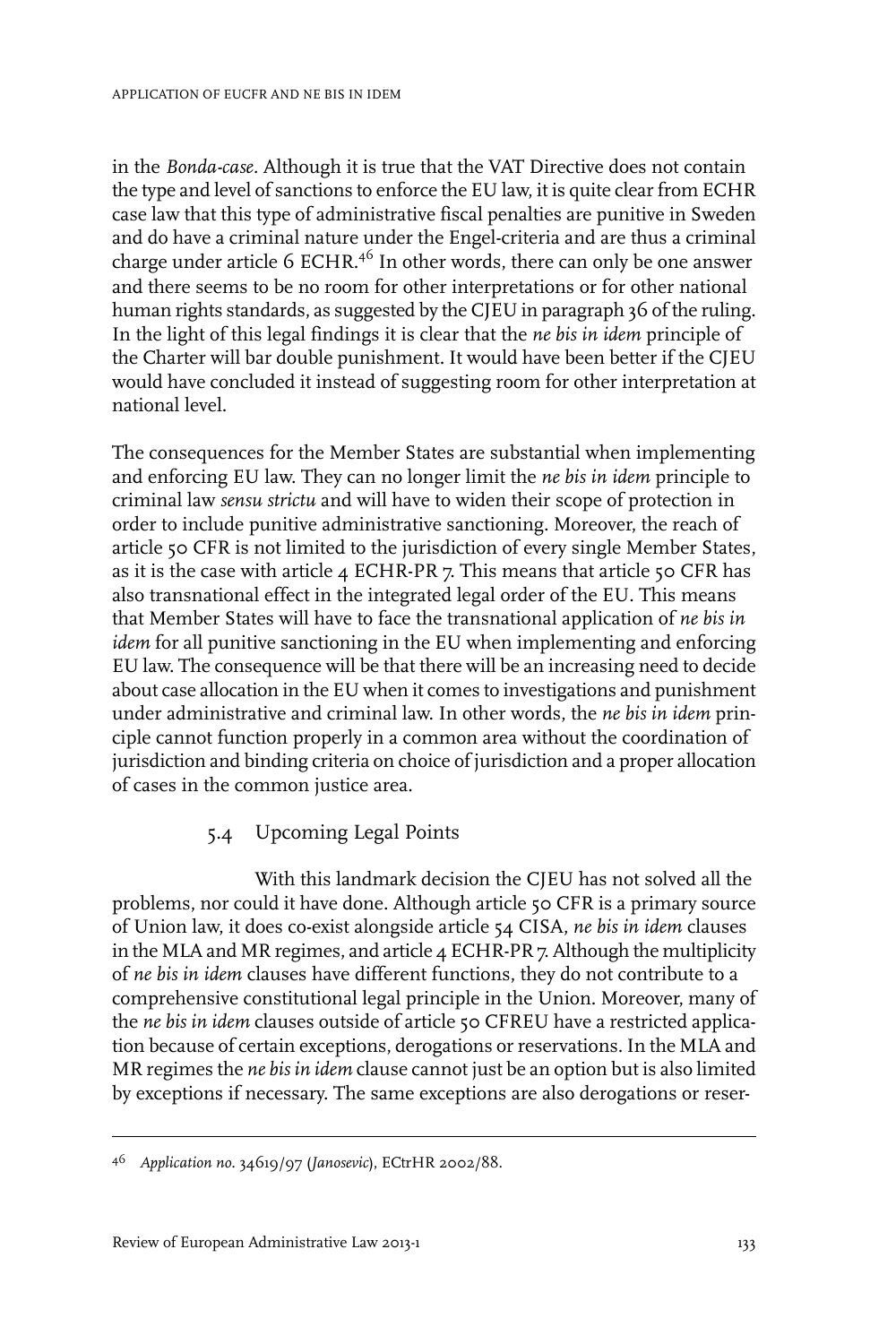in the *Bonda-case*. Although it is true that the VAT Directive does not contain the type and level of sanctions to enforce the EU law, it is quite clear from ECHR case law that this type of administrative fiscal penalties are punitive in Sweden and do have a criminal nature under the Engel-criteria and are thus a criminal charge under article 6 ECHR.[46] In other words, there can only be one answer and there seems to be no room for other interpretations or for other national human rights standards, as suggested by the CJEU in paragraph 36 of the ruling. In the light of this legal findings it is clear that the *ne bis in idem* principle of the Charter will bar double punishment. It would have been better if the CJEU would have concluded it instead of suggesting room for other interpretation at national level.

The consequences for the Member States are substantial when implementing and enforcing EU law. They can no longer limit the *ne bis in idem* principle to criminal law *sensu strictu* and will have to widen their scope of protection in order to include punitive administrative sanctioning. Moreover, the reach of article 50 CFR is not limited to the jurisdiction of every single Member States, as it is the case with article 4 ECHR-PR 7. This means that article 50 CFR has also transnational effect in the integrated legal order of the EU. This means that Member States will have to face the transnational application of *ne bis in idem* for all punitive sanctioning in the EU when implementing and enforcing EU law. The consequence will be that there will be an increasing need to decide about case allocation in the EU when it comes to investigations and punishment under administrative and criminal law. In other words, the *ne bis in idem* principle cannot function properly in a common area without the coordination of jurisdiction and binding criteria on choice of jurisdiction and a proper allocation of cases in the common justice area.

### 5.4 Upcoming Legal Points

With this landmark decision the CJEU has not solved all the problems, nor could it have done. Although article 50 CFR is a primary source of Union law, it does co-exist alongside article 54 CISA, *ne bis in idem* clauses in the MLA and MR regimes, and article 4 ECHR-PR 7. Although the multiplicity of *ne bis in idem* clauses have different functions, they do not contribute to a comprehensive constitutional legal principle in the Union. Moreover, many of the *ne bis in idem* clauses outside of article 50 CFREU have a restricted application because of certain exceptions, derogations or reservations. In the MLA and MR regimes the *ne bis in idem* clause cannot just be an option but is also limited by exceptions if necessary. The same exceptions are also derogations or reser-

[46] *Application no.* 34619/97 (*Janosevic*), ECtrHR 2002/88.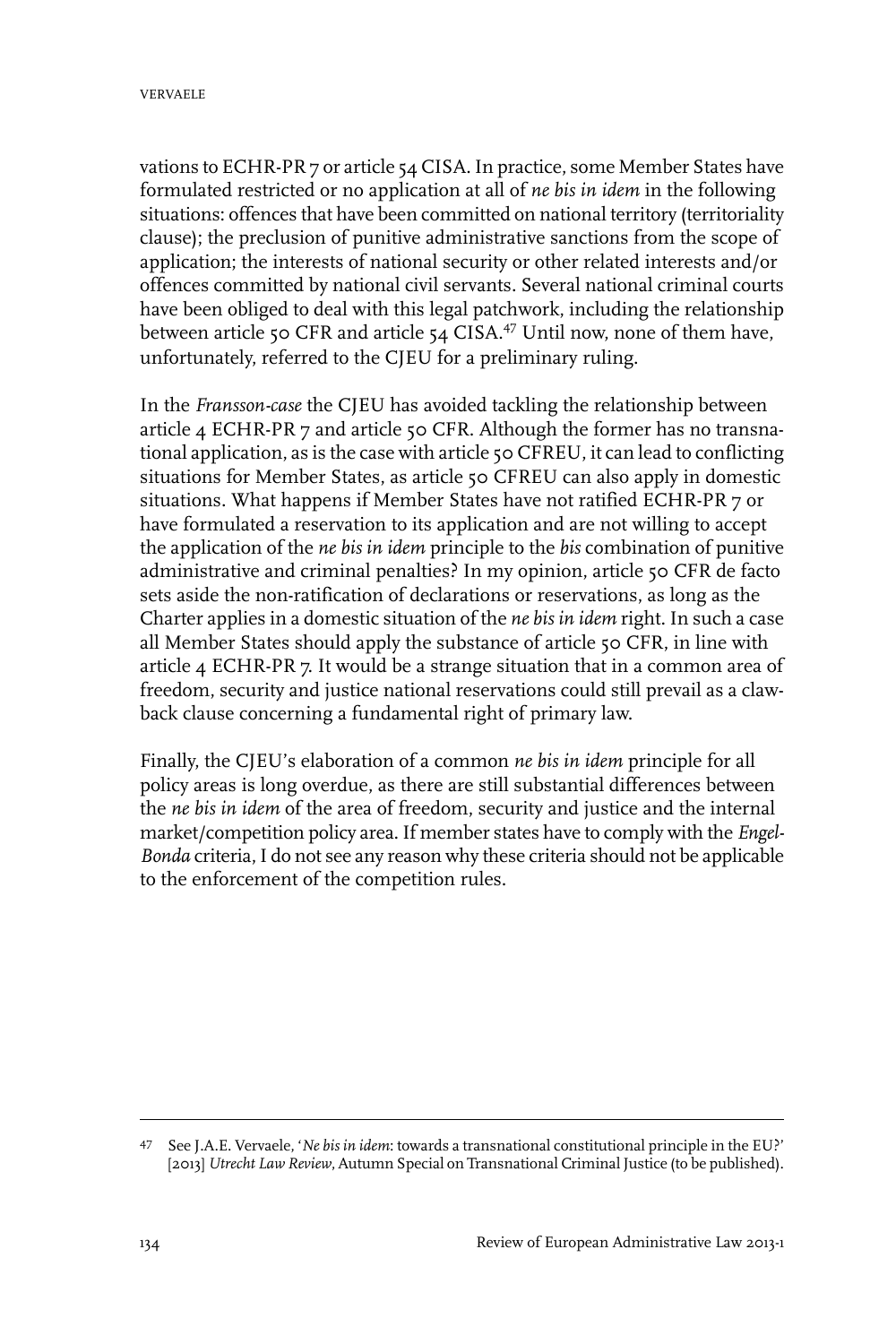vations to ECHR-PR 7 or article 54 CISA. In practice, some Member States have formulated restricted or no application at all of *ne bis in idem* in the following situations: offences that have been committed on national territory (territoriality clause); the preclusion of punitive administrative sanctions from the scope of application; the interests of national security or other related interests and/or offences committed by national civil servants. Several national criminal courts have been obliged to deal with this legal patchwork, including the relationship between article 50 CFR and article 54 CISA.[47] Until now, none of them have, unfortunately, referred to the CJEU for a preliminary ruling.

In the *Fransson-case* the CJEU has avoided tackling the relationship between article 4 ECHR-PR 7 and article 50 CFR. Although the former has no transnational application, as is the case with article 50 CFREU, it can lead to conflicting situations for Member States, as article 50 CFREU can also apply in domestic situations. What happens if Member States have not ratified ECHR-PR 7 or have formulated a reservation to its application and are not willing to accept the application of the *ne bis in idem* principle to the *bis* combination of punitive administrative and criminal penalties? In my opinion, article 50 CFR de facto sets aside the non-ratification of declarations or reservations, as long as the Charter applies in a domestic situation of the *ne bis in idem* right. In such a case all Member States should apply the substance of article 50 CFR, in line with article 4 ECHR-PR 7. It would be a strange situation that in a common area of freedom, security and justice national reservations could still prevail as a clawback clause concerning a fundamental right of primary law.

Finally, the CJEU's elaboration of a common *ne bis in idem* principle for all policy areas is long overdue, as there are still substantial differences between the *ne bis in idem* of the area of freedom, security and justice and the internal market/competition policy area. If member states have to comply with the *Engel-Bonda* criteria, I do not see any reason why these criteria should not be applicable to the enforcement of the competition rules.

---

47 See J.A.E. Vervaele, '*Ne bis in idem*: towards a transnational constitutional principle in the EU?' [2013] *Utrecht Law Review*, Autumn Special on Transnational Criminal Justice (to be published).